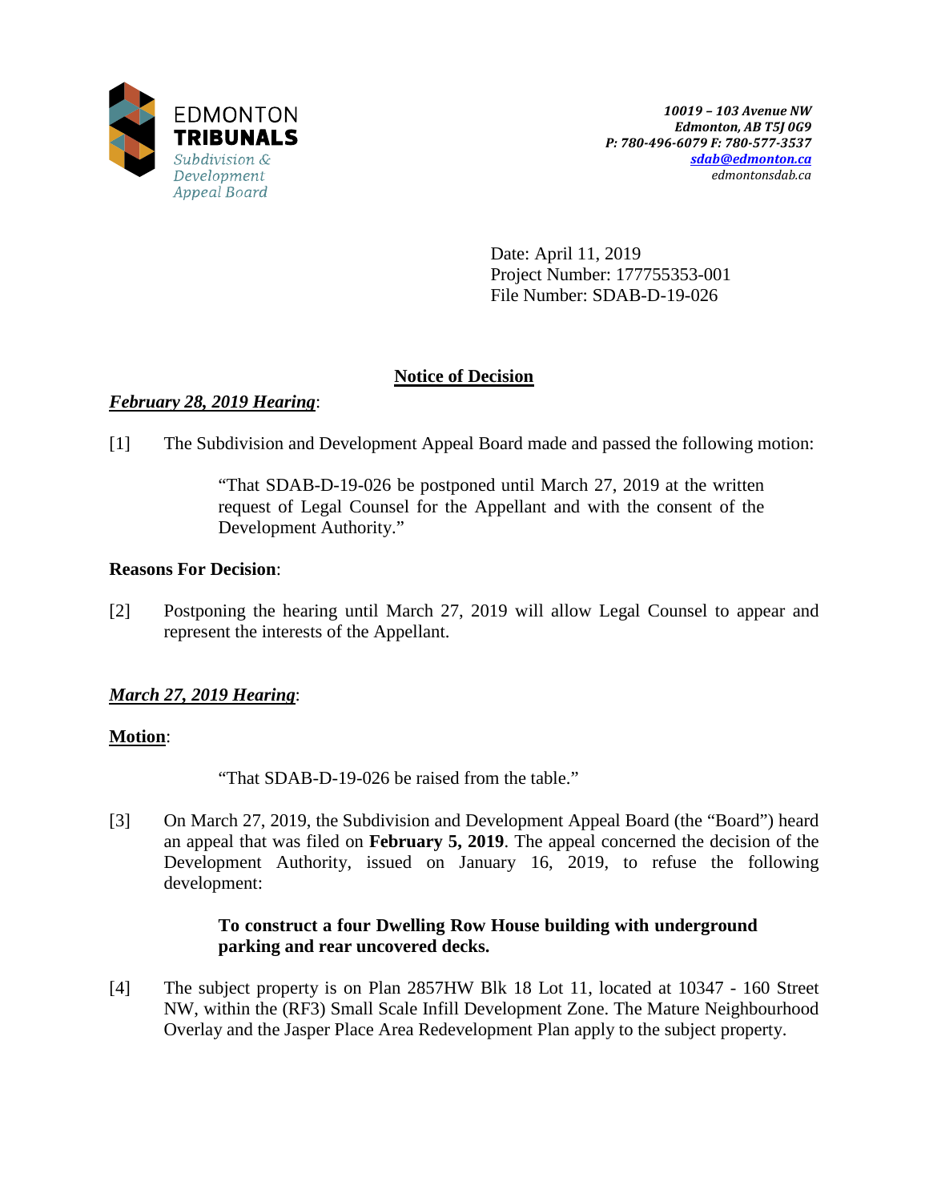EDMONTON
**TRIBUNALS**
*Subdivision & Development Appeal Board*

***10019 – 103 Avenue NW***
***Edmonton, AB T5J 0G9***
***P: 780-496-6079 F: 780-577-3537***
***sdab@edmonton.ca***
*edmontonsdab.ca*

Date: April 11, 2019
Project Number: 177755353-001
File Number: SDAB-D-19-026

## Notice of Decision

***February 28, 2019 Hearing***:

[1] The Subdivision and Development Appeal Board made and passed the following motion:

> "That SDAB-D-19-026 be postponed until March 27, 2019 at the written request of Legal Counsel for the Appellant and with the consent of the Development Authority."

**Reasons For Decision**:

[2] Postponing the hearing until March 27, 2019 will allow Legal Counsel to appear and represent the interests of the Appellant.

***March 27, 2019 Hearing***:

**Motion**:

> "That SDAB-D-19-026 be raised from the table."

[3] On March 27, 2019, the Subdivision and Development Appeal Board (the "Board") heard an appeal that was filed on **February 5, 2019**. The appeal concerned the decision of the Development Authority, issued on January 16, 2019, to refuse the following development:

> **To construct a four Dwelling Row House building with underground parking and rear uncovered decks.**

[4] The subject property is on Plan 2857HW Blk 18 Lot 11, located at 10347 - 160 Street NW, within the (RF3) Small Scale Infill Development Zone. The Mature Neighbourhood Overlay and the Jasper Place Area Redevelopment Plan apply to the subject property.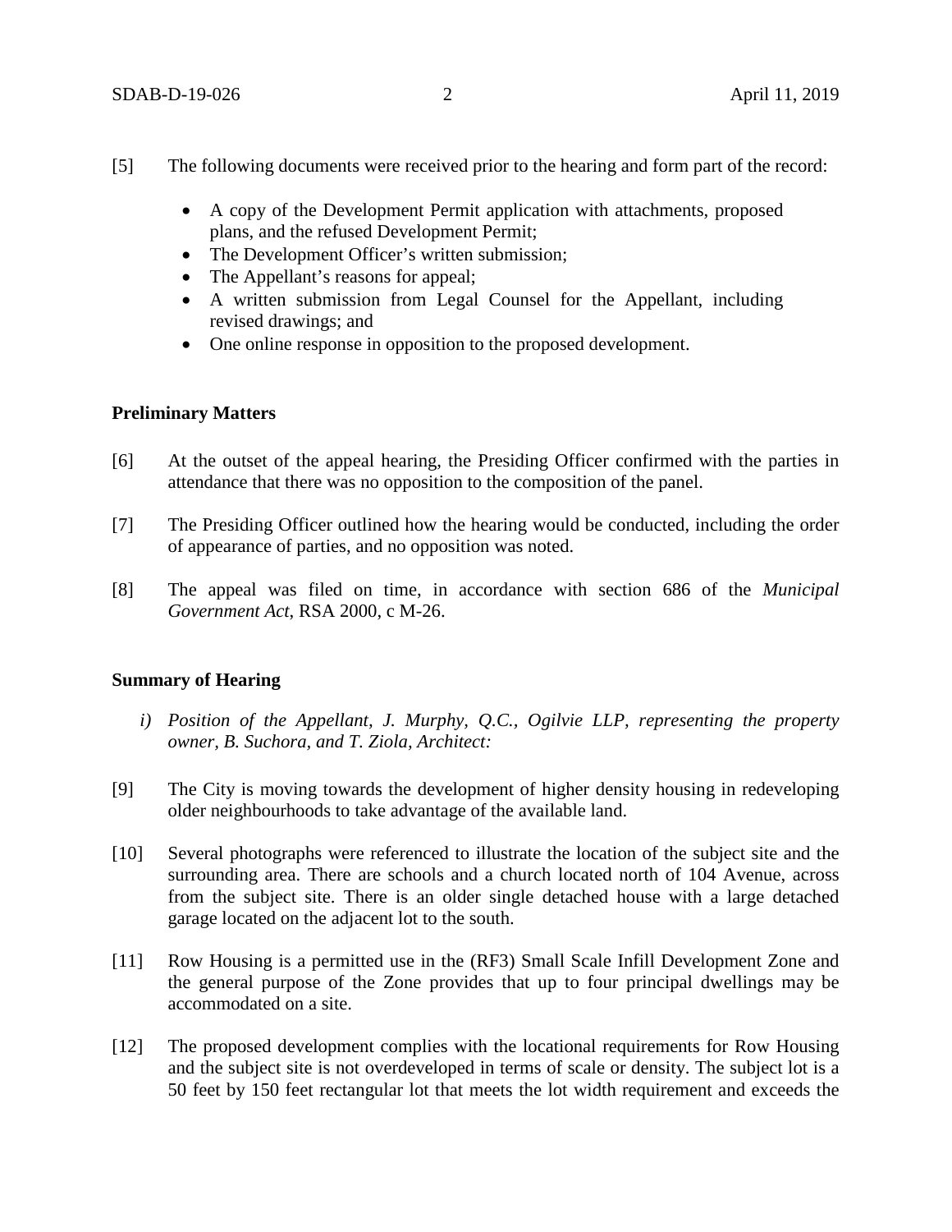[5] The following documents were received prior to the hearing and form part of the record:

- A copy of the Development Permit application with attachments, proposed plans, and the refused Development Permit;
- The Development Officer's written submission;
- The Appellant's reasons for appeal;
- A written submission from Legal Counsel for the Appellant, including revised drawings; and
- One online response in opposition to the proposed development.

**Preliminary Matters**

[6] At the outset of the appeal hearing, the Presiding Officer confirmed with the parties in attendance that there was no opposition to the composition of the panel.

[7] The Presiding Officer outlined how the hearing would be conducted, including the order of appearance of parties, and no opposition was noted.

[8] The appeal was filed on time, in accordance with section 686 of the *Municipal Government Act*, RSA 2000, c M-26.

**Summary of Hearing**

*i) Position of the Appellant, J. Murphy, Q.C., Ogilvie LLP, representing the property owner, B. Suchora, and T. Ziola, Architect:*

[9] The City is moving towards the development of higher density housing in redeveloping older neighbourhoods to take advantage of the available land.

[10] Several photographs were referenced to illustrate the location of the subject site and the surrounding area. There are schools and a church located north of 104 Avenue, across from the subject site. There is an older single detached house with a large detached garage located on the adjacent lot to the south.

[11] Row Housing is a permitted use in the (RF3) Small Scale Infill Development Zone and the general purpose of the Zone provides that up to four principal dwellings may be accommodated on a site.

[12] The proposed development complies with the locational requirements for Row Housing and the subject site is not overdeveloped in terms of scale or density. The subject lot is a 50 feet by 150 feet rectangular lot that meets the lot width requirement and exceeds the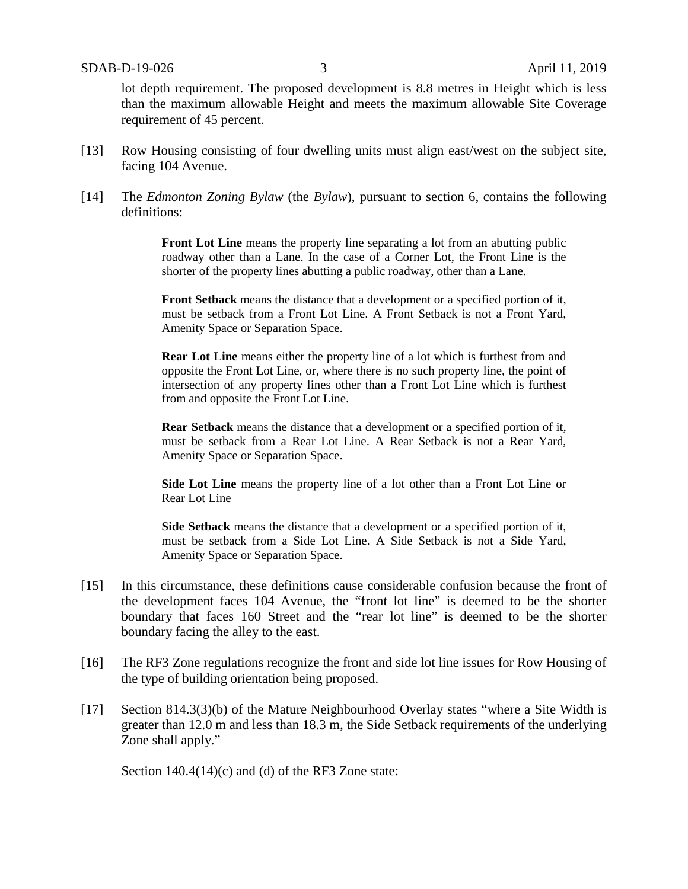lot depth requirement. The proposed development is 8.8 metres in Height which is less than the maximum allowable Height and meets the maximum allowable Site Coverage requirement of 45 percent.

[13] Row Housing consisting of four dwelling units must align east/west on the subject site, facing 104 Avenue.

[14] The *Edmonton Zoning Bylaw* (the *Bylaw*), pursuant to section 6, contains the following definitions:

> **Front Lot Line** means the property line separating a lot from an abutting public roadway other than a Lane. In the case of a Corner Lot, the Front Line is the shorter of the property lines abutting a public roadway, other than a Lane.
>
> **Front Setback** means the distance that a development or a specified portion of it, must be setback from a Front Lot Line. A Front Setback is not a Front Yard, Amenity Space or Separation Space.
>
> **Rear Lot Line** means either the property line of a lot which is furthest from and opposite the Front Lot Line, or, where there is no such property line, the point of intersection of any property lines other than a Front Lot Line which is furthest from and opposite the Front Lot Line.
>
> **Rear Setback** means the distance that a development or a specified portion of it, must be setback from a Rear Lot Line. A Rear Setback is not a Rear Yard, Amenity Space or Separation Space.
>
> **Side Lot Line** means the property line of a lot other than a Front Lot Line or Rear Lot Line
>
> **Side Setback** means the distance that a development or a specified portion of it, must be setback from a Side Lot Line. A Side Setback is not a Side Yard, Amenity Space or Separation Space.

[15] In this circumstance, these definitions cause considerable confusion because the front of the development faces 104 Avenue, the "front lot line" is deemed to be the shorter boundary that faces 160 Street and the "rear lot line" is deemed to be the shorter boundary facing the alley to the east.

[16] The RF3 Zone regulations recognize the front and side lot line issues for Row Housing of the type of building orientation being proposed.

[17] Section 814.3(3)(b) of the Mature Neighbourhood Overlay states "where a Site Width is greater than 12.0 m and less than 18.3 m, the Side Setback requirements of the underlying Zone shall apply."

Section 140.4(14)(c) and (d) of the RF3 Zone state: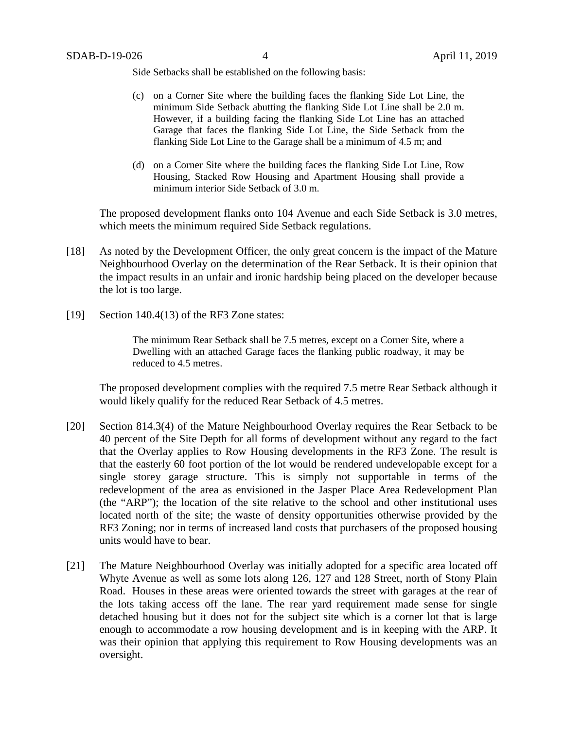Side Setbacks shall be established on the following basis:

> (c) on a Corner Site where the building faces the flanking Side Lot Line, the minimum Side Setback abutting the flanking Side Lot Line shall be 2.0 m. However, if a building facing the flanking Side Lot Line has an attached Garage that faces the flanking Side Lot Line, the Side Setback from the flanking Side Lot Line to the Garage shall be a minimum of 4.5 m; and
>
> (d) on a Corner Site where the building faces the flanking Side Lot Line, Row Housing, Stacked Row Housing and Apartment Housing shall provide a minimum interior Side Setback of 3.0 m.

The proposed development flanks onto 104 Avenue and each Side Setback is 3.0 metres, which meets the minimum required Side Setback regulations.

[18] As noted by the Development Officer, the only great concern is the impact of the Mature Neighbourhood Overlay on the determination of the Rear Setback. It is their opinion that the impact results in an unfair and ironic hardship being placed on the developer because the lot is too large.

[19] Section 140.4(13) of the RF3 Zone states:

> The minimum Rear Setback shall be 7.5 metres, except on a Corner Site, where a Dwelling with an attached Garage faces the flanking public roadway, it may be reduced to 4.5 metres.

The proposed development complies with the required 7.5 metre Rear Setback although it would likely qualify for the reduced Rear Setback of 4.5 metres.

[20] Section 814.3(4) of the Mature Neighbourhood Overlay requires the Rear Setback to be 40 percent of the Site Depth for all forms of development without any regard to the fact that the Overlay applies to Row Housing developments in the RF3 Zone. The result is that the easterly 60 foot portion of the lot would be rendered undevelopable except for a single storey garage structure. This is simply not supportable in terms of the redevelopment of the area as envisioned in the Jasper Place Area Redevelopment Plan (the "ARP"); the location of the site relative to the school and other institutional uses located north of the site; the waste of density opportunities otherwise provided by the RF3 Zoning; nor in terms of increased land costs that purchasers of the proposed housing units would have to bear.

[21] The Mature Neighbourhood Overlay was initially adopted for a specific area located off Whyte Avenue as well as some lots along 126, 127 and 128 Street, north of Stony Plain Road. Houses in these areas were oriented towards the street with garages at the rear of the lots taking access off the lane. The rear yard requirement made sense for single detached housing but it does not for the subject site which is a corner lot that is large enough to accommodate a row housing development and is in keeping with the ARP. It was their opinion that applying this requirement to Row Housing developments was an oversight.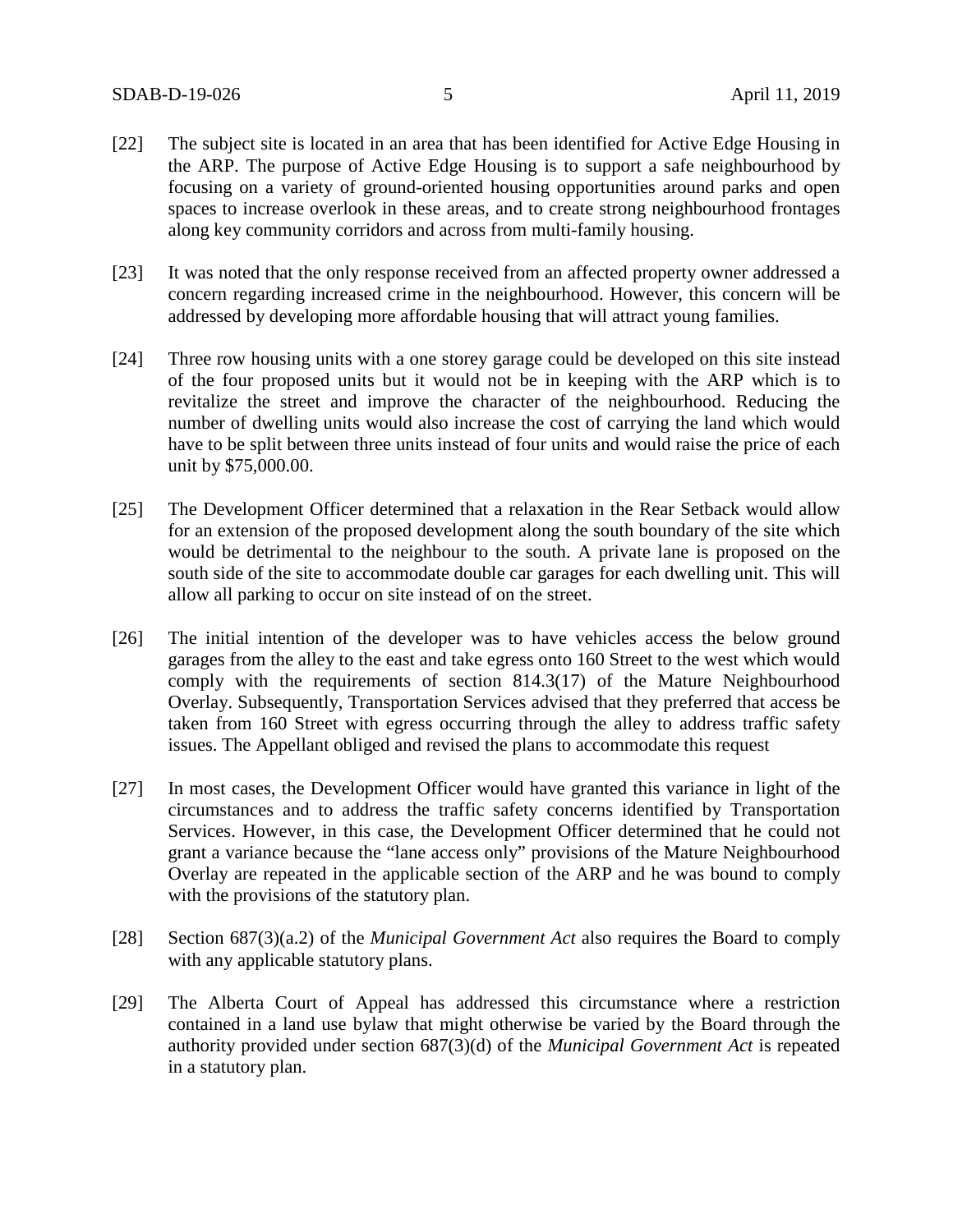[22] The subject site is located in an area that has been identified for Active Edge Housing in the ARP. The purpose of Active Edge Housing is to support a safe neighbourhood by focusing on a variety of ground-oriented housing opportunities around parks and open spaces to increase overlook in these areas, and to create strong neighbourhood frontages along key community corridors and across from multi-family housing.

[23] It was noted that the only response received from an affected property owner addressed a concern regarding increased crime in the neighbourhood. However, this concern will be addressed by developing more affordable housing that will attract young families.

[24] Three row housing units with a one storey garage could be developed on this site instead of the four proposed units but it would not be in keeping with the ARP which is to revitalize the street and improve the character of the neighbourhood. Reducing the number of dwelling units would also increase the cost of carrying the land which would have to be split between three units instead of four units and would raise the price of each unit by $75,000.00.

[25] The Development Officer determined that a relaxation in the Rear Setback would allow for an extension of the proposed development along the south boundary of the site which would be detrimental to the neighbour to the south. A private lane is proposed on the south side of the site to accommodate double car garages for each dwelling unit. This will allow all parking to occur on site instead of on the street.

[26] The initial intention of the developer was to have vehicles access the below ground garages from the alley to the east and take egress onto 160 Street to the west which would comply with the requirements of section 814.3(17) of the Mature Neighbourhood Overlay. Subsequently, Transportation Services advised that they preferred that access be taken from 160 Street with egress occurring through the alley to address traffic safety issues. The Appellant obliged and revised the plans to accommodate this request

[27] In most cases, the Development Officer would have granted this variance in light of the circumstances and to address the traffic safety concerns identified by Transportation Services. However, in this case, the Development Officer determined that he could not grant a variance because the "lane access only" provisions of the Mature Neighbourhood Overlay are repeated in the applicable section of the ARP and he was bound to comply with the provisions of the statutory plan.

[28] Section 687(3)(a.2) of the *Municipal Government Act* also requires the Board to comply with any applicable statutory plans.

[29] The Alberta Court of Appeal has addressed this circumstance where a restriction contained in a land use bylaw that might otherwise be varied by the Board through the authority provided under section 687(3)(d) of the *Municipal Government Act* is repeated in a statutory plan.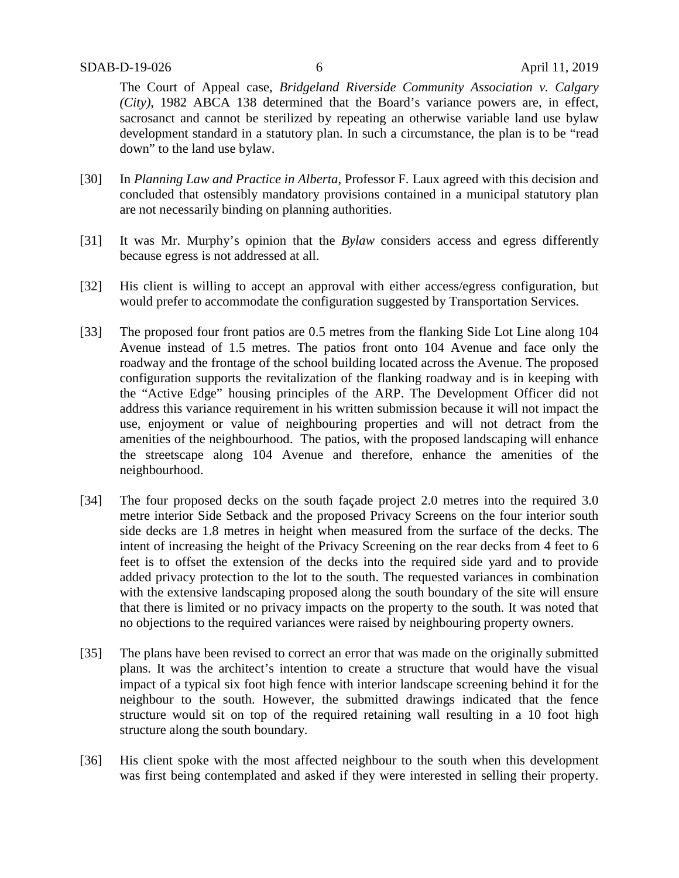The Court of Appeal case, *Bridgeland Riverside Community Association v. Calgary (City)*, 1982 ABCA 138 determined that the Board's variance powers are, in effect, sacrosanct and cannot be sterilized by repeating an otherwise variable land use bylaw development standard in a statutory plan. In such a circumstance, the plan is to be "read down" to the land use bylaw.

[30] In *Planning Law and Practice in Alberta*, Professor F. Laux agreed with this decision and concluded that ostensibly mandatory provisions contained in a municipal statutory plan are not necessarily binding on planning authorities.

[31] It was Mr. Murphy's opinion that the *Bylaw* considers access and egress differently because egress is not addressed at all.

[32] His client is willing to accept an approval with either access/egress configuration, but would prefer to accommodate the configuration suggested by Transportation Services.

[33] The proposed four front patios are 0.5 metres from the flanking Side Lot Line along 104 Avenue instead of 1.5 metres. The patios front onto 104 Avenue and face only the roadway and the frontage of the school building located across the Avenue. The proposed configuration supports the revitalization of the flanking roadway and is in keeping with the "Active Edge" housing principles of the ARP. The Development Officer did not address this variance requirement in his written submission because it will not impact the use, enjoyment or value of neighbouring properties and will not detract from the amenities of the neighbourhood. The patios, with the proposed landscaping will enhance the streetscape along 104 Avenue and therefore, enhance the amenities of the neighbourhood.

[34] The four proposed decks on the south façade project 2.0 metres into the required 3.0 metre interior Side Setback and the proposed Privacy Screens on the four interior south side decks are 1.8 metres in height when measured from the surface of the decks. The intent of increasing the height of the Privacy Screening on the rear decks from 4 feet to 6 feet is to offset the extension of the decks into the required side yard and to provide added privacy protection to the lot to the south. The requested variances in combination with the extensive landscaping proposed along the south boundary of the site will ensure that there is limited or no privacy impacts on the property to the south. It was noted that no objections to the required variances were raised by neighbouring property owners.

[35] The plans have been revised to correct an error that was made on the originally submitted plans. It was the architect's intention to create a structure that would have the visual impact of a typical six foot high fence with interior landscape screening behind it for the neighbour to the south. However, the submitted drawings indicated that the fence structure would sit on top of the required retaining wall resulting in a 10 foot high structure along the south boundary.

[36] His client spoke with the most affected neighbour to the south when this development was first being contemplated and asked if they were interested in selling their property.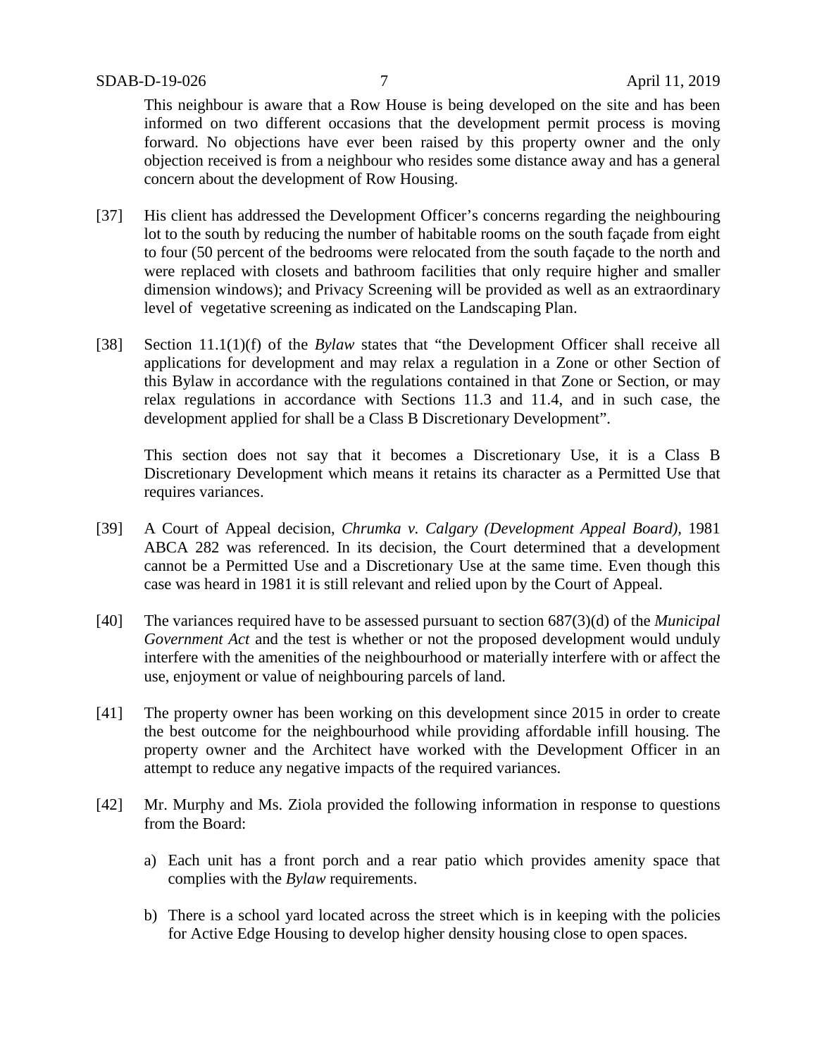This neighbour is aware that a Row House is being developed on the site and has been informed on two different occasions that the development permit process is moving forward. No objections have ever been raised by this property owner and the only objection received is from a neighbour who resides some distance away and has a general concern about the development of Row Housing.

[37] His client has addressed the Development Officer's concerns regarding the neighbouring lot to the south by reducing the number of habitable rooms on the south façade from eight to four (50 percent of the bedrooms were relocated from the south façade to the north and were replaced with closets and bathroom facilities that only require higher and smaller dimension windows); and Privacy Screening will be provided as well as an extraordinary level of vegetative screening as indicated on the Landscaping Plan.

[38] Section 11.1(1)(f) of the *Bylaw* states that "the Development Officer shall receive all applications for development and may relax a regulation in a Zone or other Section of this Bylaw in accordance with the regulations contained in that Zone or Section, or may relax regulations in accordance with Sections 11.3 and 11.4, and in such case, the development applied for shall be a Class B Discretionary Development".

This section does not say that it becomes a Discretionary Use, it is a Class B Discretionary Development which means it retains its character as a Permitted Use that requires variances.

[39] A Court of Appeal decision, *Chrumka v. Calgary (Development Appeal Board)*, 1981 ABCA 282 was referenced. In its decision, the Court determined that a development cannot be a Permitted Use and a Discretionary Use at the same time. Even though this case was heard in 1981 it is still relevant and relied upon by the Court of Appeal.

[40] The variances required have to be assessed pursuant to section 687(3)(d) of the *Municipal Government Act* and the test is whether or not the proposed development would unduly interfere with the amenities of the neighbourhood or materially interfere with or affect the use, enjoyment or value of neighbouring parcels of land.

[41] The property owner has been working on this development since 2015 in order to create the best outcome for the neighbourhood while providing affordable infill housing. The property owner and the Architect have worked with the Development Officer in an attempt to reduce any negative impacts of the required variances.

[42] Mr. Murphy and Ms. Ziola provided the following information in response to questions from the Board:

a) Each unit has a front porch and a rear patio which provides amenity space that complies with the *Bylaw* requirements.

b) There is a school yard located across the street which is in keeping with the policies for Active Edge Housing to develop higher density housing close to open spaces.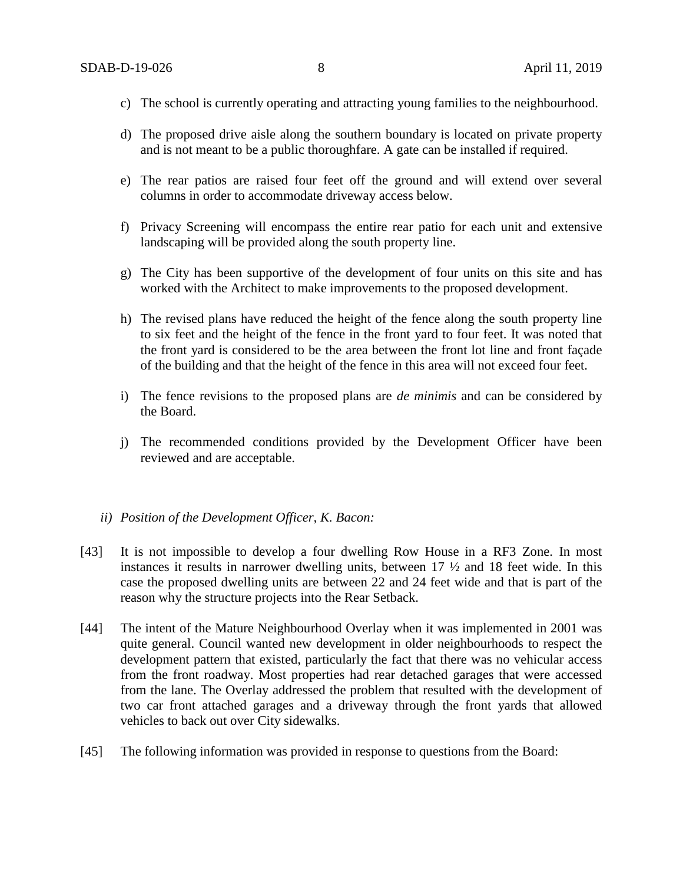c) The school is currently operating and attracting young families to the neighbourhood.

d) The proposed drive aisle along the southern boundary is located on private property and is not meant to be a public thoroughfare. A gate can be installed if required.

e) The rear patios are raised four feet off the ground and will extend over several columns in order to accommodate driveway access below.

f) Privacy Screening will encompass the entire rear patio for each unit and extensive landscaping will be provided along the south property line.

g) The City has been supportive of the development of four units on this site and has worked with the Architect to make improvements to the proposed development.

h) The revised plans have reduced the height of the fence along the south property line to six feet and the height of the fence in the front yard to four feet. It was noted that the front yard is considered to be the area between the front lot line and front façade of the building and that the height of the fence in this area will not exceed four feet.

i) The fence revisions to the proposed plans are *de minimis* and can be considered by the Board.

j) The recommended conditions provided by the Development Officer have been reviewed and are acceptable.

*ii) Position of the Development Officer, K. Bacon:*

[43] It is not impossible to develop a four dwelling Row House in a RF3 Zone. In most instances it results in narrower dwelling units, between 17 ½ and 18 feet wide. In this case the proposed dwelling units are between 22 and 24 feet wide and that is part of the reason why the structure projects into the Rear Setback.

[44] The intent of the Mature Neighbourhood Overlay when it was implemented in 2001 was quite general. Council wanted new development in older neighbourhoods to respect the development pattern that existed, particularly the fact that there was no vehicular access from the front roadway. Most properties had rear detached garages that were accessed from the lane. The Overlay addressed the problem that resulted with the development of two car front attached garages and a driveway through the front yards that allowed vehicles to back out over City sidewalks.

[45] The following information was provided in response to questions from the Board: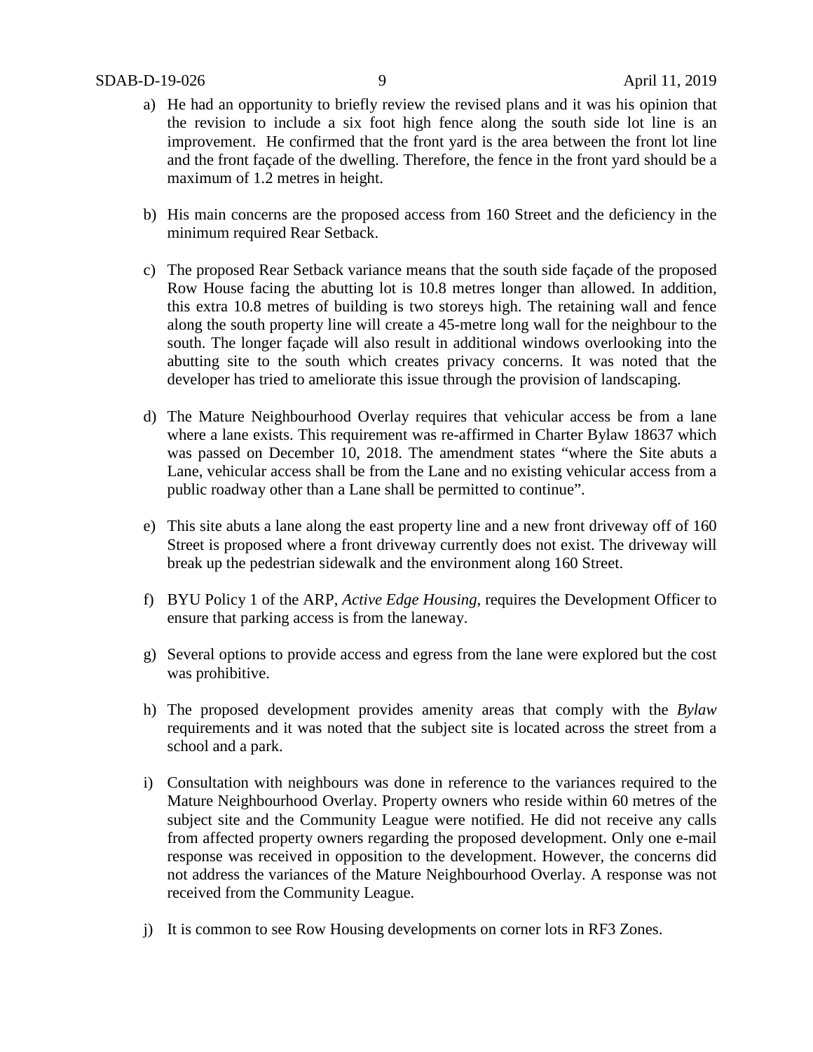a) He had an opportunity to briefly review the revised plans and it was his opinion that the revision to include a six foot high fence along the south side lot line is an improvement. He confirmed that the front yard is the area between the front lot line and the front façade of the dwelling. Therefore, the fence in the front yard should be a maximum of 1.2 metres in height.

b) His main concerns are the proposed access from 160 Street and the deficiency in the minimum required Rear Setback.

c) The proposed Rear Setback variance means that the south side façade of the proposed Row House facing the abutting lot is 10.8 metres longer than allowed. In addition, this extra 10.8 metres of building is two storeys high. The retaining wall and fence along the south property line will create a 45-metre long wall for the neighbour to the south. The longer façade will also result in additional windows overlooking into the abutting site to the south which creates privacy concerns. It was noted that the developer has tried to ameliorate this issue through the provision of landscaping.

d) The Mature Neighbourhood Overlay requires that vehicular access be from a lane where a lane exists. This requirement was re-affirmed in Charter Bylaw 18637 which was passed on December 10, 2018. The amendment states "where the Site abuts a Lane, vehicular access shall be from the Lane and no existing vehicular access from a public roadway other than a Lane shall be permitted to continue".

e) This site abuts a lane along the east property line and a new front driveway off of 160 Street is proposed where a front driveway currently does not exist. The driveway will break up the pedestrian sidewalk and the environment along 160 Street.

f) BYU Policy 1 of the ARP, *Active Edge Housing*, requires the Development Officer to ensure that parking access is from the laneway.

g) Several options to provide access and egress from the lane were explored but the cost was prohibitive.

h) The proposed development provides amenity areas that comply with the *Bylaw* requirements and it was noted that the subject site is located across the street from a school and a park.

i) Consultation with neighbours was done in reference to the variances required to the Mature Neighbourhood Overlay. Property owners who reside within 60 metres of the subject site and the Community League were notified. He did not receive any calls from affected property owners regarding the proposed development. Only one e-mail response was received in opposition to the development. However, the concerns did not address the variances of the Mature Neighbourhood Overlay. A response was not received from the Community League.

j) It is common to see Row Housing developments on corner lots in RF3 Zones.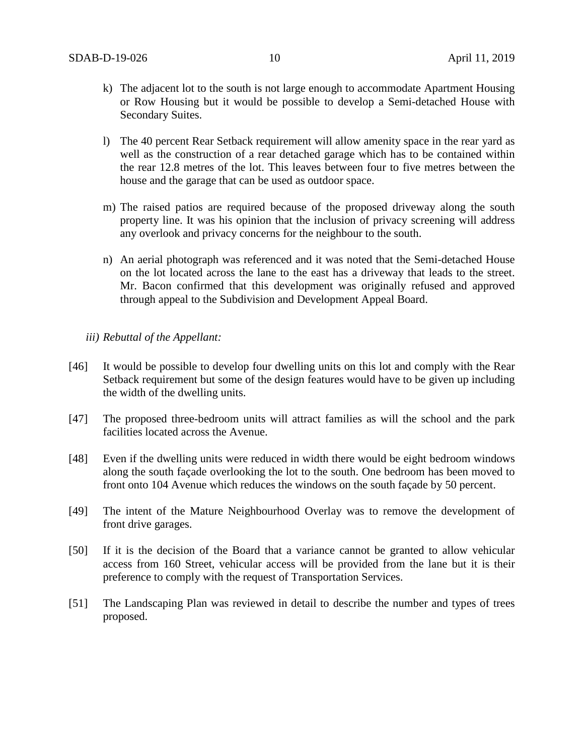k) The adjacent lot to the south is not large enough to accommodate Apartment Housing or Row Housing but it would be possible to develop a Semi-detached House with Secondary Suites.

l) The 40 percent Rear Setback requirement will allow amenity space in the rear yard as well as the construction of a rear detached garage which has to be contained within the rear 12.8 metres of the lot. This leaves between four to five metres between the house and the garage that can be used as outdoor space.

m) The raised patios are required because of the proposed driveway along the south property line. It was his opinion that the inclusion of privacy screening will address any overlook and privacy concerns for the neighbour to the south.

n) An aerial photograph was referenced and it was noted that the Semi-detached House on the lot located across the lane to the east has a driveway that leads to the street. Mr. Bacon confirmed that this development was originally refused and approved through appeal to the Subdivision and Development Appeal Board.

*iii) Rebuttal of the Appellant:*

[46] It would be possible to develop four dwelling units on this lot and comply with the Rear Setback requirement but some of the design features would have to be given up including the width of the dwelling units.

[47] The proposed three-bedroom units will attract families as will the school and the park facilities located across the Avenue.

[48] Even if the dwelling units were reduced in width there would be eight bedroom windows along the south façade overlooking the lot to the south. One bedroom has been moved to front onto 104 Avenue which reduces the windows on the south façade by 50 percent.

[49] The intent of the Mature Neighbourhood Overlay was to remove the development of front drive garages.

[50] If it is the decision of the Board that a variance cannot be granted to allow vehicular access from 160 Street, vehicular access will be provided from the lane but it is their preference to comply with the request of Transportation Services.

[51] The Landscaping Plan was reviewed in detail to describe the number and types of trees proposed.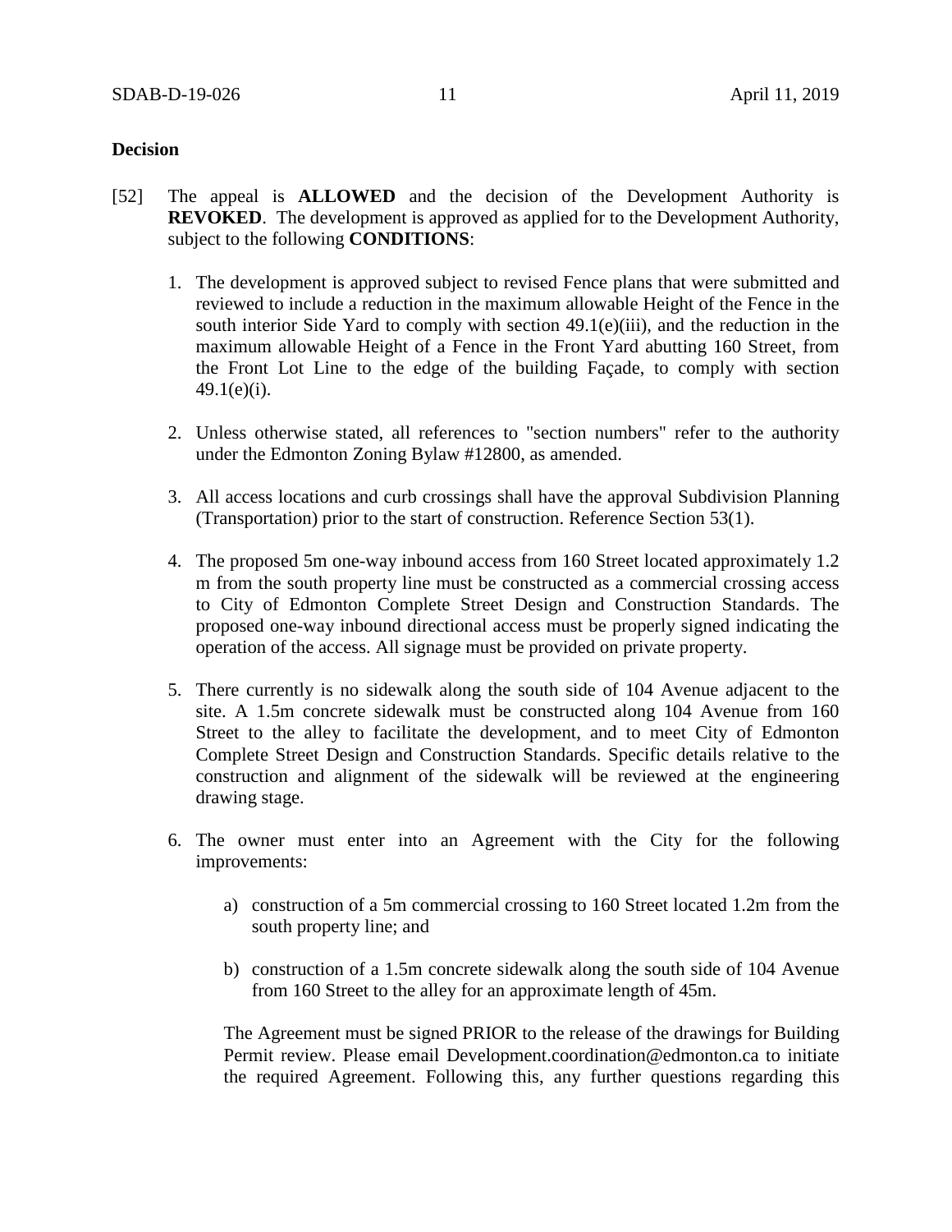## Decision

[52] The appeal is **ALLOWED** and the decision of the Development Authority is **REVOKED**. The development is approved as applied for to the Development Authority, subject to the following **CONDITIONS**:

1. The development is approved subject to revised Fence plans that were submitted and reviewed to include a reduction in the maximum allowable Height of the Fence in the south interior Side Yard to comply with section 49.1(e)(iii), and the reduction in the maximum allowable Height of a Fence in the Front Yard abutting 160 Street, from the Front Lot Line to the edge of the building Façade, to comply with section 49.1(e)(i).

2. Unless otherwise stated, all references to "section numbers" refer to the authority under the Edmonton Zoning Bylaw #12800, as amended.

3. All access locations and curb crossings shall have the approval Subdivision Planning (Transportation) prior to the start of construction. Reference Section 53(1).

4. The proposed 5m one-way inbound access from 160 Street located approximately 1.2 m from the south property line must be constructed as a commercial crossing access to City of Edmonton Complete Street Design and Construction Standards. The proposed one-way inbound directional access must be properly signed indicating the operation of the access. All signage must be provided on private property.

5. There currently is no sidewalk along the south side of 104 Avenue adjacent to the site. A 1.5m concrete sidewalk must be constructed along 104 Avenue from 160 Street to the alley to facilitate the development, and to meet City of Edmonton Complete Street Design and Construction Standards. Specific details relative to the construction and alignment of the sidewalk will be reviewed at the engineering drawing stage.

6. The owner must enter into an Agreement with the City for the following improvements:

   a) construction of a 5m commercial crossing to 160 Street located 1.2m from the south property line; and

   b) construction of a 1.5m concrete sidewalk along the south side of 104 Avenue from 160 Street to the alley for an approximate length of 45m.

   The Agreement must be signed PRIOR to the release of the drawings for Building Permit review. Please email Development.coordination@edmonton.ca to initiate the required Agreement. Following this, any further questions regarding this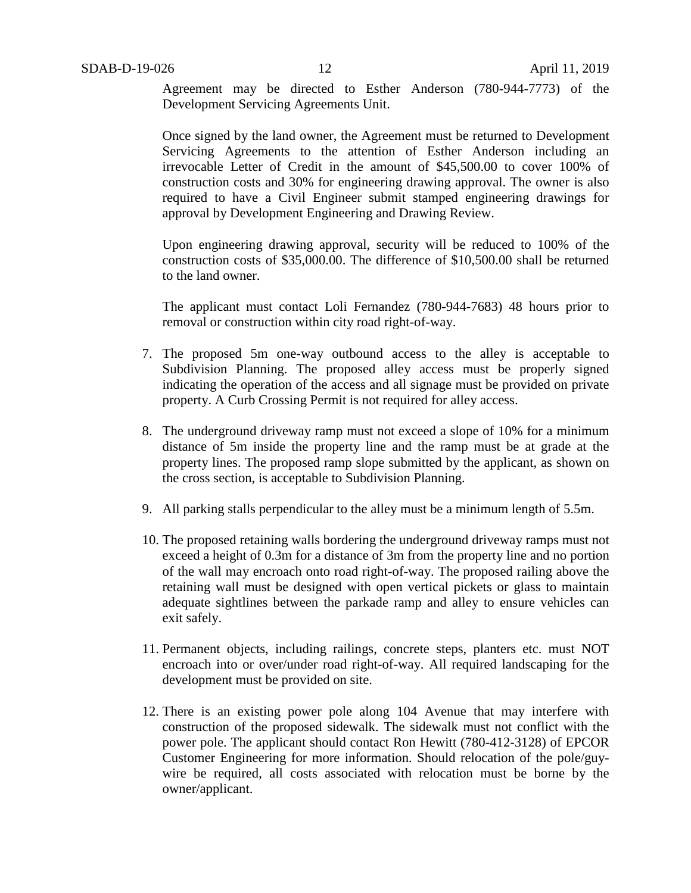Agreement may be directed to Esther Anderson (780-944-7773) of the Development Servicing Agreements Unit.

Once signed by the land owner, the Agreement must be returned to Development Servicing Agreements to the attention of Esther Anderson including an irrevocable Letter of Credit in the amount of $45,500.00 to cover 100% of construction costs and 30% for engineering drawing approval. The owner is also required to have a Civil Engineer submit stamped engineering drawings for approval by Development Engineering and Drawing Review.

Upon engineering drawing approval, security will be reduced to 100% of the construction costs of $35,000.00. The difference of $10,500.00 shall be returned to the land owner.

The applicant must contact Loli Fernandez (780-944-7683) 48 hours prior to removal or construction within city road right-of-way.

7. The proposed 5m one-way outbound access to the alley is acceptable to Subdivision Planning. The proposed alley access must be properly signed indicating the operation of the access and all signage must be provided on private property. A Curb Crossing Permit is not required for alley access.

8. The underground driveway ramp must not exceed a slope of 10% for a minimum distance of 5m inside the property line and the ramp must be at grade at the property lines. The proposed ramp slope submitted by the applicant, as shown on the cross section, is acceptable to Subdivision Planning.

9. All parking stalls perpendicular to the alley must be a minimum length of 5.5m.

10. The proposed retaining walls bordering the underground driveway ramps must not exceed a height of 0.3m for a distance of 3m from the property line and no portion of the wall may encroach onto road right-of-way. The proposed railing above the retaining wall must be designed with open vertical pickets or glass to maintain adequate sightlines between the parkade ramp and alley to ensure vehicles can exit safely.

11. Permanent objects, including railings, concrete steps, planters etc. must NOT encroach into or over/under road right-of-way. All required landscaping for the development must be provided on site.

12. There is an existing power pole along 104 Avenue that may interfere with construction of the proposed sidewalk. The sidewalk must not conflict with the power pole. The applicant should contact Ron Hewitt (780-412-3128) of EPCOR Customer Engineering for more information. Should relocation of the pole/guy-wire be required, all costs associated with relocation must be borne by the owner/applicant.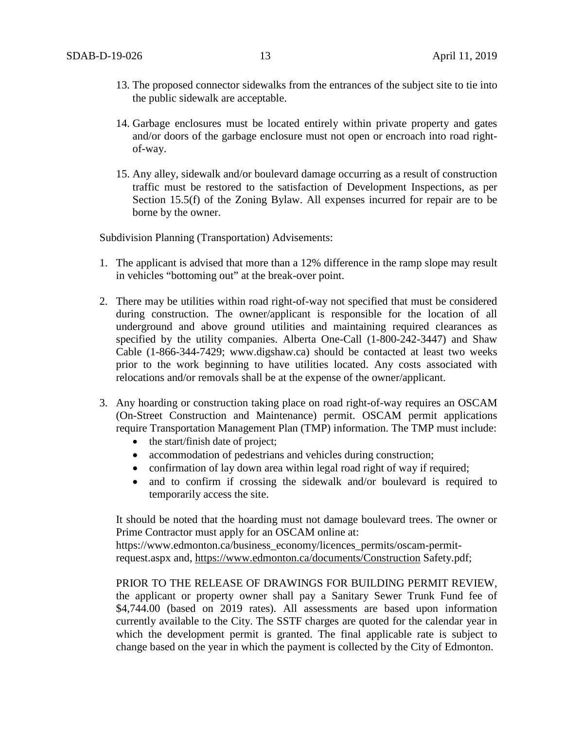13. The proposed connector sidewalks from the entrances of the subject site to tie into the public sidewalk are acceptable.

14. Garbage enclosures must be located entirely within private property and gates and/or doors of the garbage enclosure must not open or encroach into road right-of-way.

15. Any alley, sidewalk and/or boulevard damage occurring as a result of construction traffic must be restored to the satisfaction of Development Inspections, as per Section 15.5(f) of the Zoning Bylaw. All expenses incurred for repair are to be borne by the owner.

Subdivision Planning (Transportation) Advisements:

1. The applicant is advised that more than a 12% difference in the ramp slope may result in vehicles "bottoming out" at the break-over point.

2. There may be utilities within road right-of-way not specified that must be considered during construction. The owner/applicant is responsible for the location of all underground and above ground utilities and maintaining required clearances as specified by the utility companies. Alberta One-Call (1-800-242-3447) and Shaw Cable (1-866-344-7429; www.digshaw.ca) should be contacted at least two weeks prior to the work beginning to have utilities located. Any costs associated with relocations and/or removals shall be at the expense of the owner/applicant.

3. Any hoarding or construction taking place on road right-of-way requires an OSCAM (On-Street Construction and Maintenance) permit. OSCAM permit applications require Transportation Management Plan (TMP) information. The TMP must include:
   - the start/finish date of project;
   - accommodation of pedestrians and vehicles during construction;
   - confirmation of lay down area within legal road right of way if required;
   - and to confirm if crossing the sidewalk and/or boulevard is required to temporarily access the site.

   It should be noted that the hoarding must not damage boulevard trees. The owner or Prime Contractor must apply for an OSCAM online at: https://www.edmonton.ca/business_economy/licences_permits/oscam-permit-request.aspx and, https://www.edmonton.ca/documents/Construction Safety.pdf;

   PRIOR TO THE RELEASE OF DRAWINGS FOR BUILDING PERMIT REVIEW, the applicant or property owner shall pay a Sanitary Sewer Trunk Fund fee of $4,744.00 (based on 2019 rates). All assessments are based upon information currently available to the City. The SSTF charges are quoted for the calendar year in which the development permit is granted. The final applicable rate is subject to change based on the year in which the payment is collected by the City of Edmonton.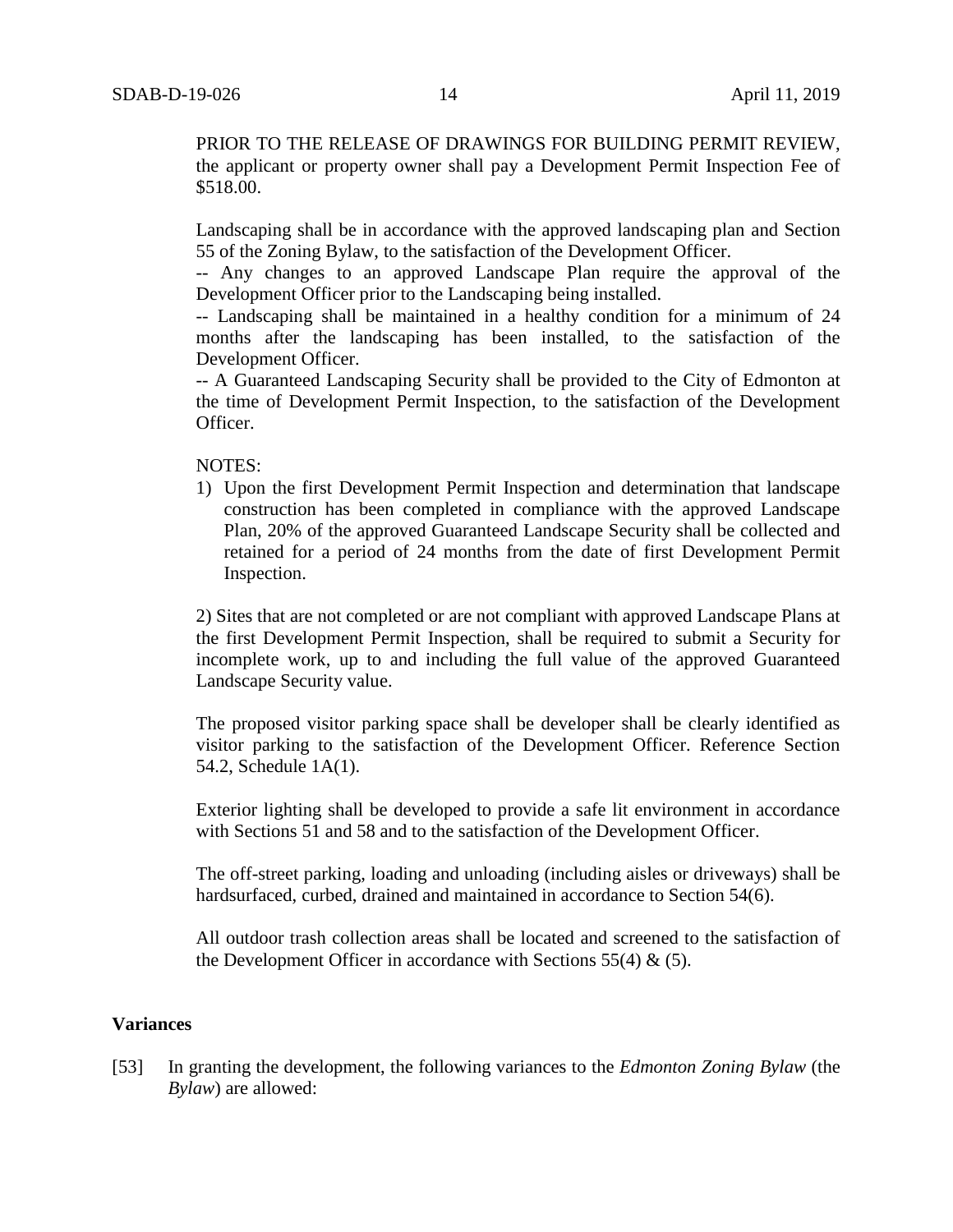PRIOR TO THE RELEASE OF DRAWINGS FOR BUILDING PERMIT REVIEW, the applicant or property owner shall pay a Development Permit Inspection Fee of $518.00.

Landscaping shall be in accordance with the approved landscaping plan and Section 55 of the Zoning Bylaw, to the satisfaction of the Development Officer.
-- Any changes to an approved Landscape Plan require the approval of the Development Officer prior to the Landscaping being installed.
-- Landscaping shall be maintained in a healthy condition for a minimum of 24 months after the landscaping has been installed, to the satisfaction of the Development Officer.
-- A Guaranteed Landscaping Security shall be provided to the City of Edmonton at the time of Development Permit Inspection, to the satisfaction of the Development Officer.

NOTES:

1) Upon the first Development Permit Inspection and determination that landscape construction has been completed in compliance with the approved Landscape Plan, 20% of the approved Guaranteed Landscape Security shall be collected and retained for a period of 24 months from the date of first Development Permit Inspection.

2) Sites that are not completed or are not compliant with approved Landscape Plans at the first Development Permit Inspection, shall be required to submit a Security for incomplete work, up to and including the full value of the approved Guaranteed Landscape Security value.

The proposed visitor parking space shall be developer shall be clearly identified as visitor parking to the satisfaction of the Development Officer. Reference Section 54.2, Schedule 1A(1).

Exterior lighting shall be developed to provide a safe lit environment in accordance with Sections 51 and 58 and to the satisfaction of the Development Officer.

The off-street parking, loading and unloading (including aisles or driveways) shall be hardsurfaced, curbed, drained and maintained in accordance to Section 54(6).

All outdoor trash collection areas shall be located and screened to the satisfaction of the Development Officer in accordance with Sections 55(4) & (5).

**Variances**

[53] In granting the development, the following variances to the *Edmonton Zoning Bylaw* (the *Bylaw*) are allowed: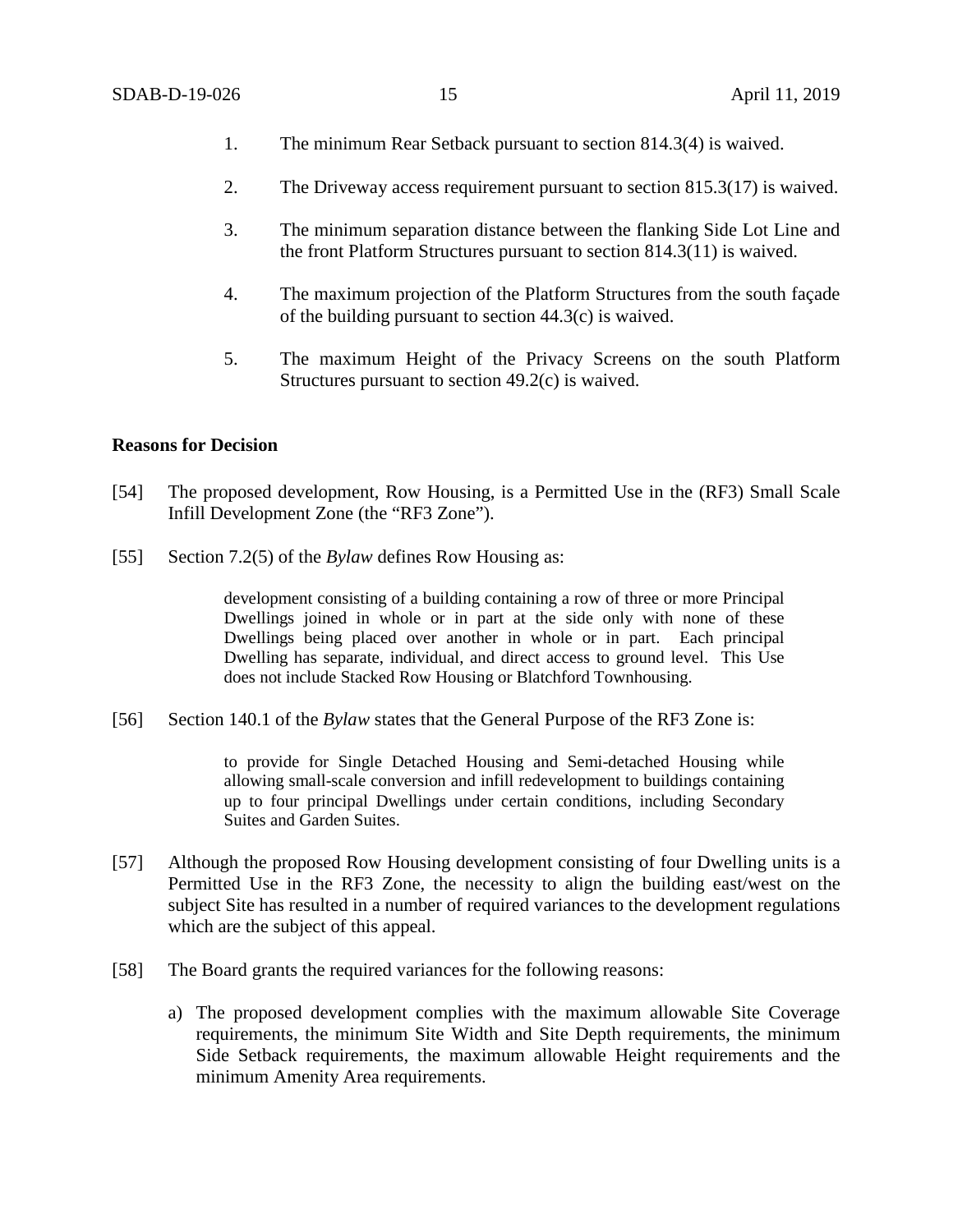1. The minimum Rear Setback pursuant to section 814.3(4) is waived.

2. The Driveway access requirement pursuant to section 815.3(17) is waived.

3. The minimum separation distance between the flanking Side Lot Line and the front Platform Structures pursuant to section 814.3(11) is waived.

4. The maximum projection of the Platform Structures from the south façade of the building pursuant to section 44.3(c) is waived.

5. The maximum Height of the Privacy Screens on the south Platform Structures pursuant to section 49.2(c) is waived.

**Reasons for Decision**

[54] The proposed development, Row Housing, is a Permitted Use in the (RF3) Small Scale Infill Development Zone (the "RF3 Zone").

[55] Section 7.2(5) of the *Bylaw* defines Row Housing as:

> development consisting of a building containing a row of three or more Principal Dwellings joined in whole or in part at the side only with none of these Dwellings being placed over another in whole or in part. Each principal Dwelling has separate, individual, and direct access to ground level. This Use does not include Stacked Row Housing or Blatchford Townhousing.

[56] Section 140.1 of the *Bylaw* states that the General Purpose of the RF3 Zone is:

> to provide for Single Detached Housing and Semi-detached Housing while allowing small-scale conversion and infill redevelopment to buildings containing up to four principal Dwellings under certain conditions, including Secondary Suites and Garden Suites.

[57] Although the proposed Row Housing development consisting of four Dwelling units is a Permitted Use in the RF3 Zone, the necessity to align the building east/west on the subject Site has resulted in a number of required variances to the development regulations which are the subject of this appeal.

[58] The Board grants the required variances for the following reasons:

a) The proposed development complies with the maximum allowable Site Coverage requirements, the minimum Site Width and Site Depth requirements, the minimum Side Setback requirements, the maximum allowable Height requirements and the minimum Amenity Area requirements.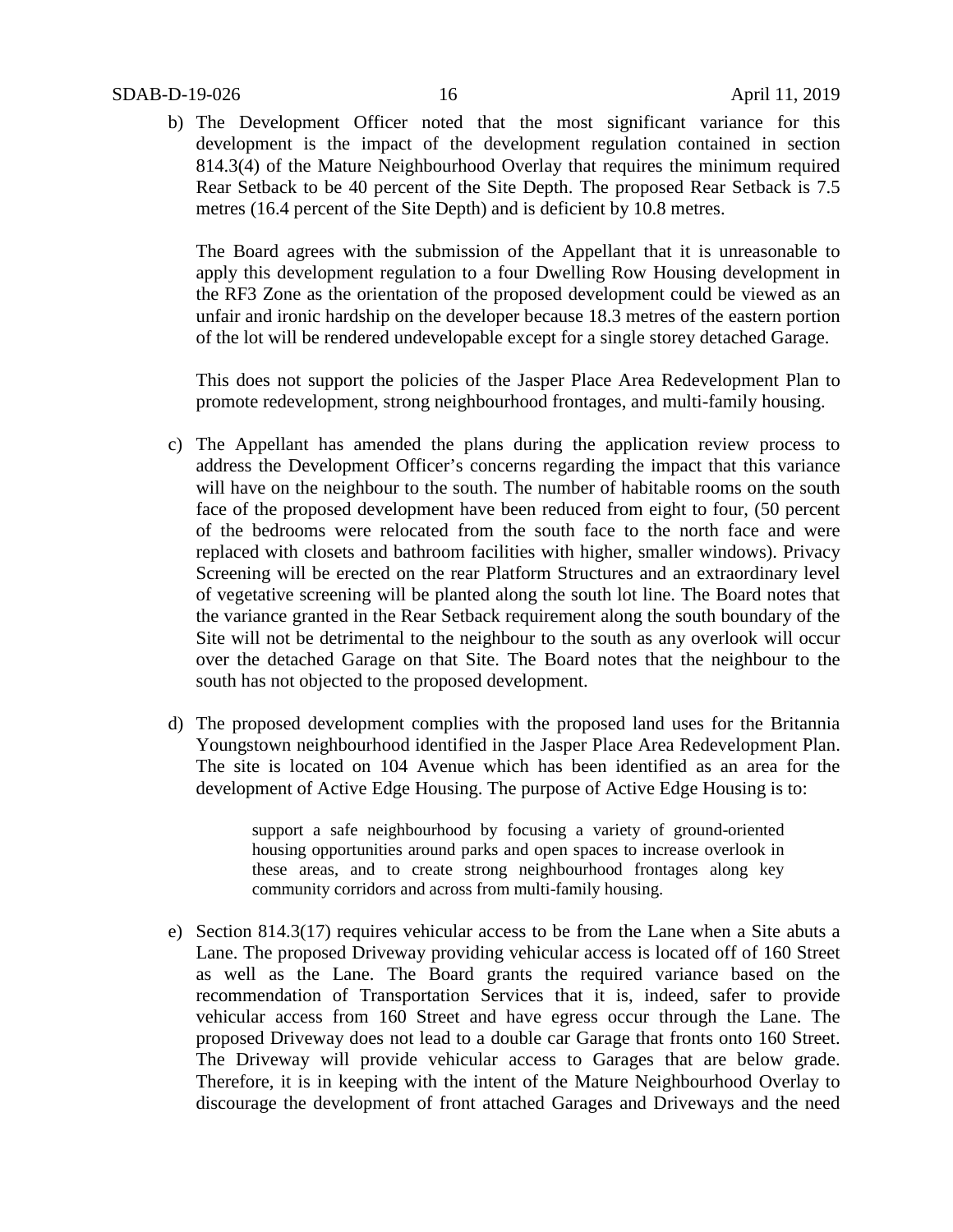b) The Development Officer noted that the most significant variance for this development is the impact of the development regulation contained in section 814.3(4) of the Mature Neighbourhood Overlay that requires the minimum required Rear Setback to be 40 percent of the Site Depth. The proposed Rear Setback is 7.5 metres (16.4 percent of the Site Depth) and is deficient by 10.8 metres.

   The Board agrees with the submission of the Appellant that it is unreasonable to apply this development regulation to a four Dwelling Row Housing development in the RF3 Zone as the orientation of the proposed development could be viewed as an unfair and ironic hardship on the developer because 18.3 metres of the eastern portion of the lot will be rendered undevelopable except for a single storey detached Garage.

   This does not support the policies of the Jasper Place Area Redevelopment Plan to promote redevelopment, strong neighbourhood frontages, and multi-family housing.

c) The Appellant has amended the plans during the application review process to address the Development Officer's concerns regarding the impact that this variance will have on the neighbour to the south. The number of habitable rooms on the south face of the proposed development have been reduced from eight to four, (50 percent of the bedrooms were relocated from the south face to the north face and were replaced with closets and bathroom facilities with higher, smaller windows). Privacy Screening will be erected on the rear Platform Structures and an extraordinary level of vegetative screening will be planted along the south lot line. The Board notes that the variance granted in the Rear Setback requirement along the south boundary of the Site will not be detrimental to the neighbour to the south as any overlook will occur over the detached Garage on that Site. The Board notes that the neighbour to the south has not objected to the proposed development.

d) The proposed development complies with the proposed land uses for the Britannia Youngstown neighbourhood identified in the Jasper Place Area Redevelopment Plan. The site is located on 104 Avenue which has been identified as an area for the development of Active Edge Housing. The purpose of Active Edge Housing is to:

   > support a safe neighbourhood by focusing a variety of ground-oriented housing opportunities around parks and open spaces to increase overlook in these areas, and to create strong neighbourhood frontages along key community corridors and across from multi-family housing.

e) Section 814.3(17) requires vehicular access to be from the Lane when a Site abuts a Lane. The proposed Driveway providing vehicular access is located off of 160 Street as well as the Lane. The Board grants the required variance based on the recommendation of Transportation Services that it is, indeed, safer to provide vehicular access from 160 Street and have egress occur through the Lane. The proposed Driveway does not lead to a double car Garage that fronts onto 160 Street. The Driveway will provide vehicular access to Garages that are below grade. Therefore, it is in keeping with the intent of the Mature Neighbourhood Overlay to discourage the development of front attached Garages and Driveways and the need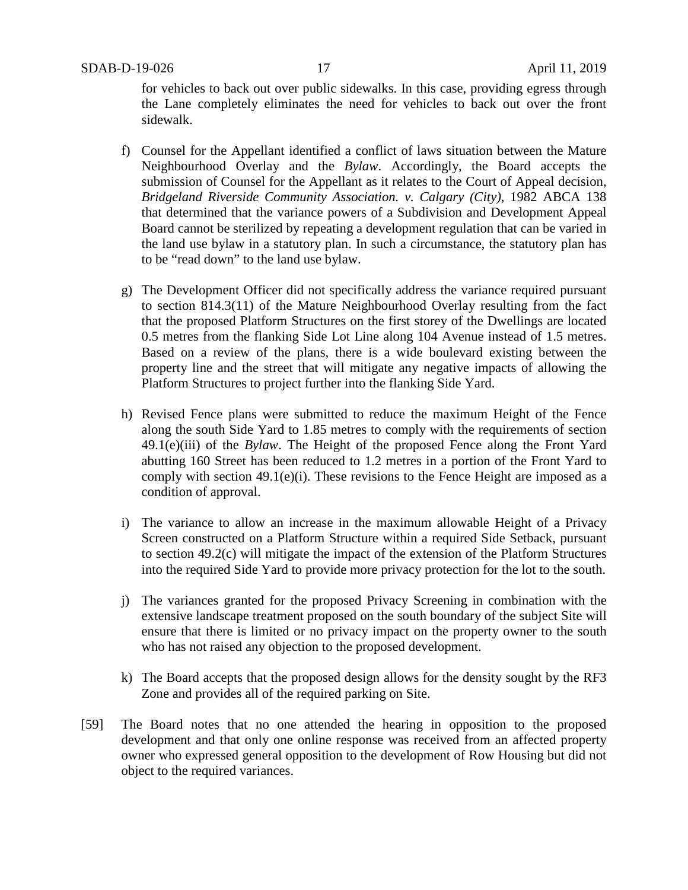for vehicles to back out over public sidewalks. In this case, providing egress through the Lane completely eliminates the need for vehicles to back out over the front sidewalk.

f) Counsel for the Appellant identified a conflict of laws situation between the Mature Neighbourhood Overlay and the *Bylaw*. Accordingly, the Board accepts the submission of Counsel for the Appellant as it relates to the Court of Appeal decision, *Bridgeland Riverside Community Association. v. Calgary (City)*, 1982 ABCA 138 that determined that the variance powers of a Subdivision and Development Appeal Board cannot be sterilized by repeating a development regulation that can be varied in the land use bylaw in a statutory plan. In such a circumstance, the statutory plan has to be "read down" to the land use bylaw.

g) The Development Officer did not specifically address the variance required pursuant to section 814.3(11) of the Mature Neighbourhood Overlay resulting from the fact that the proposed Platform Structures on the first storey of the Dwellings are located 0.5 metres from the flanking Side Lot Line along 104 Avenue instead of 1.5 metres. Based on a review of the plans, there is a wide boulevard existing between the property line and the street that will mitigate any negative impacts of allowing the Platform Structures to project further into the flanking Side Yard.

h) Revised Fence plans were submitted to reduce the maximum Height of the Fence along the south Side Yard to 1.85 metres to comply with the requirements of section 49.1(e)(iii) of the *Bylaw*. The Height of the proposed Fence along the Front Yard abutting 160 Street has been reduced to 1.2 metres in a portion of the Front Yard to comply with section 49.1(e)(i). These revisions to the Fence Height are imposed as a condition of approval.

i) The variance to allow an increase in the maximum allowable Height of a Privacy Screen constructed on a Platform Structure within a required Side Setback, pursuant to section 49.2(c) will mitigate the impact of the extension of the Platform Structures into the required Side Yard to provide more privacy protection for the lot to the south.

j) The variances granted for the proposed Privacy Screening in combination with the extensive landscape treatment proposed on the south boundary of the subject Site will ensure that there is limited or no privacy impact on the property owner to the south who has not raised any objection to the proposed development.

k) The Board accepts that the proposed design allows for the density sought by the RF3 Zone and provides all of the required parking on Site.

[59] The Board notes that no one attended the hearing in opposition to the proposed development and that only one online response was received from an affected property owner who expressed general opposition to the development of Row Housing but did not object to the required variances.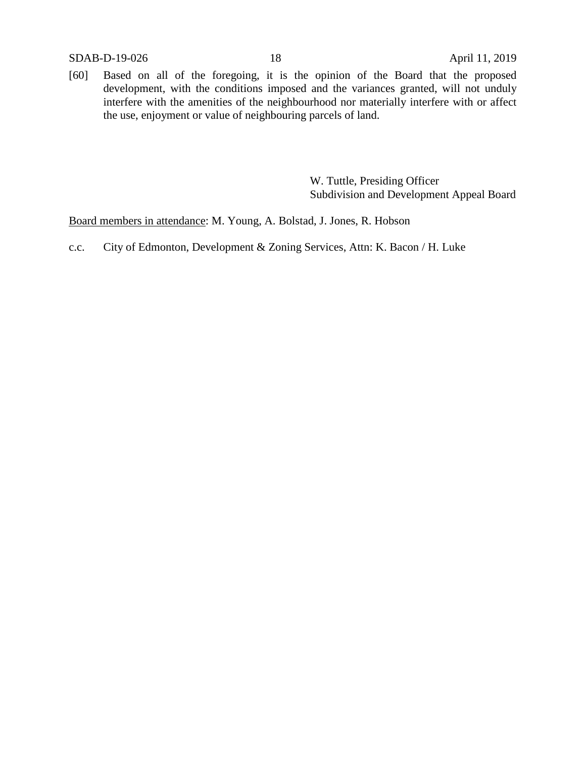[60] Based on all of the foregoing, it is the opinion of the Board that the proposed development, with the conditions imposed and the variances granted, will not unduly interfere with the amenities of the neighbourhood nor materially interfere with or affect the use, enjoyment or value of neighbouring parcels of land.

W. Tuttle, Presiding Officer
Subdivision and Development Appeal Board

<u>Board members in attendance</u>: M. Young, A. Bolstad, J. Jones, R. Hobson

c.c. City of Edmonton, Development & Zoning Services, Attn: K. Bacon / H. Luke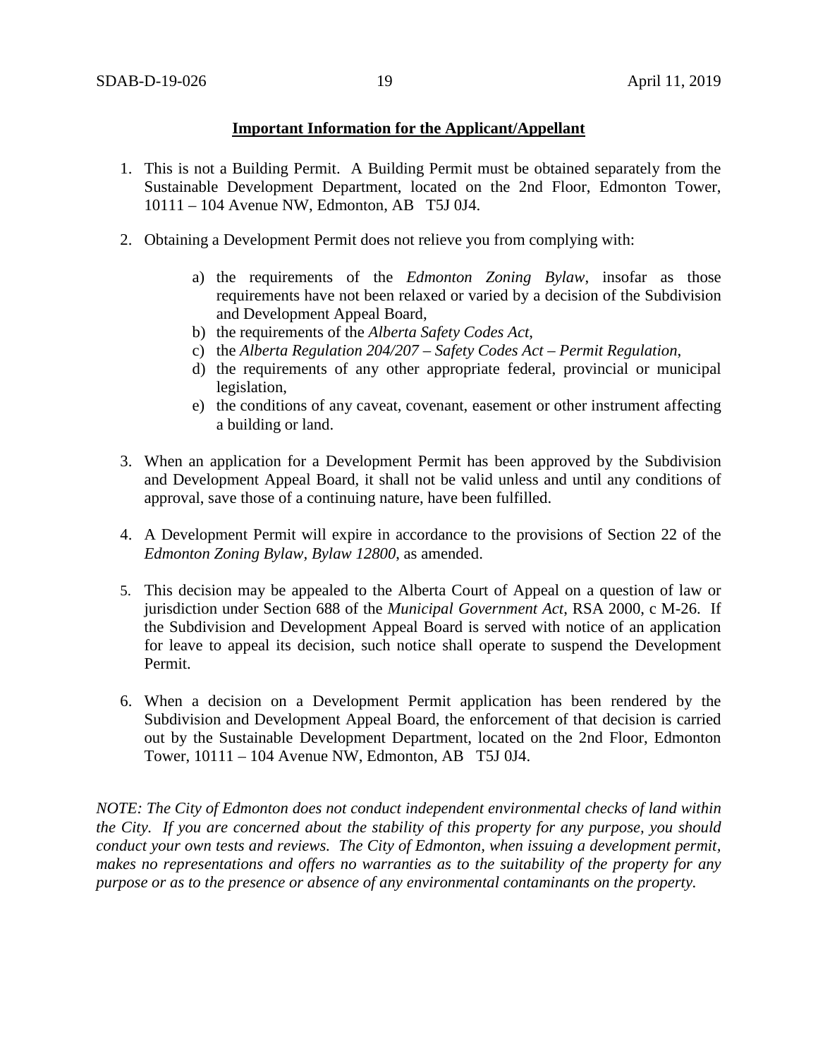**Important Information for the Applicant/Appellant**

1. This is not a Building Permit. A Building Permit must be obtained separately from the Sustainable Development Department, located on the 2nd Floor, Edmonton Tower, 10111 – 104 Avenue NW, Edmonton, AB T5J 0J4.

2. Obtaining a Development Permit does not relieve you from complying with:

    a) the requirements of the *Edmonton Zoning Bylaw*, insofar as those requirements have not been relaxed or varied by a decision of the Subdivision and Development Appeal Board,
    b) the requirements of the *Alberta Safety Codes Act*,
    c) the *Alberta Regulation 204/207 – Safety Codes Act – Permit Regulation*,
    d) the requirements of any other appropriate federal, provincial or municipal legislation,
    e) the conditions of any caveat, covenant, easement or other instrument affecting a building or land.

3. When an application for a Development Permit has been approved by the Subdivision and Development Appeal Board, it shall not be valid unless and until any conditions of approval, save those of a continuing nature, have been fulfilled.

4. A Development Permit will expire in accordance to the provisions of Section 22 of the *Edmonton Zoning Bylaw, Bylaw 12800*, as amended.

5. This decision may be appealed to the Alberta Court of Appeal on a question of law or jurisdiction under Section 688 of the *Municipal Government Act*, RSA 2000, c M-26. If the Subdivision and Development Appeal Board is served with notice of an application for leave to appeal its decision, such notice shall operate to suspend the Development Permit.

6. When a decision on a Development Permit application has been rendered by the Subdivision and Development Appeal Board, the enforcement of that decision is carried out by the Sustainable Development Department, located on the 2nd Floor, Edmonton Tower, 10111 – 104 Avenue NW, Edmonton, AB T5J 0J4.

*NOTE: The City of Edmonton does not conduct independent environmental checks of land within the City. If you are concerned about the stability of this property for any purpose, you should conduct your own tests and reviews. The City of Edmonton, when issuing a development permit, makes no representations and offers no warranties as to the suitability of the property for any purpose or as to the presence or absence of any environmental contaminants on the property.*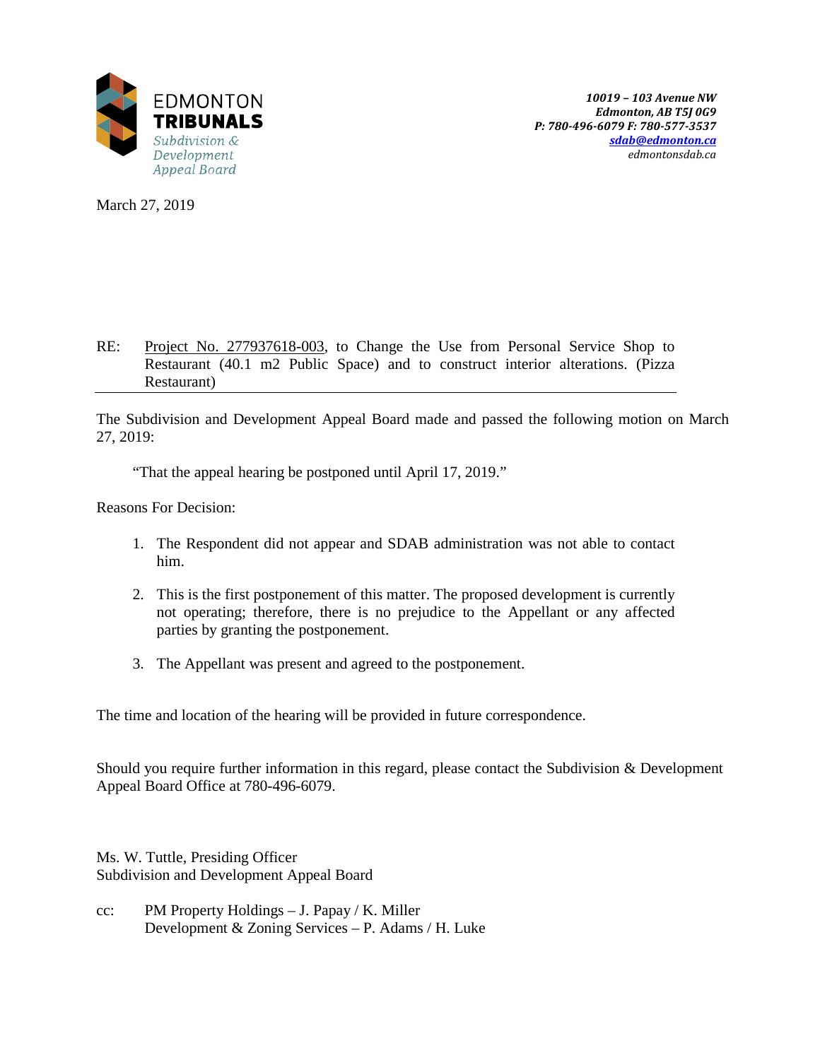EDMONTON
**TRIBUNALS**
*Subdivision & Development Appeal Board*

*10019 – 103 Avenue NW*
*Edmonton, AB T5J 0G9*
*P: 780-496-6079 F: 780-577-3537*
*sdab@edmonton.ca*
*edmontonsdab.ca*

March 27, 2019

RE: Project No. 277937618-003, to Change the Use from Personal Service Shop to Restaurant (40.1 m2 Public Space) and to construct interior alterations. (Pizza Restaurant)

---

The Subdivision and Development Appeal Board made and passed the following motion on March 27, 2019:

"That the appeal hearing be postponed until April 17, 2019."

Reasons For Decision:

1. The Respondent did not appear and SDAB administration was not able to contact him.
2. This is the first postponement of this matter. The proposed development is currently not operating; therefore, there is no prejudice to the Appellant or any affected parties by granting the postponement.
3. The Appellant was present and agreed to the postponement.

The time and location of the hearing will be provided in future correspondence.

Should you require further information in this regard, please contact the Subdivision & Development Appeal Board Office at 780-496-6079.

Ms. W. Tuttle, Presiding Officer
Subdivision and Development Appeal Board

cc: PM Property Holdings – J. Papay / K. Miller
Development & Zoning Services – P. Adams / H. Luke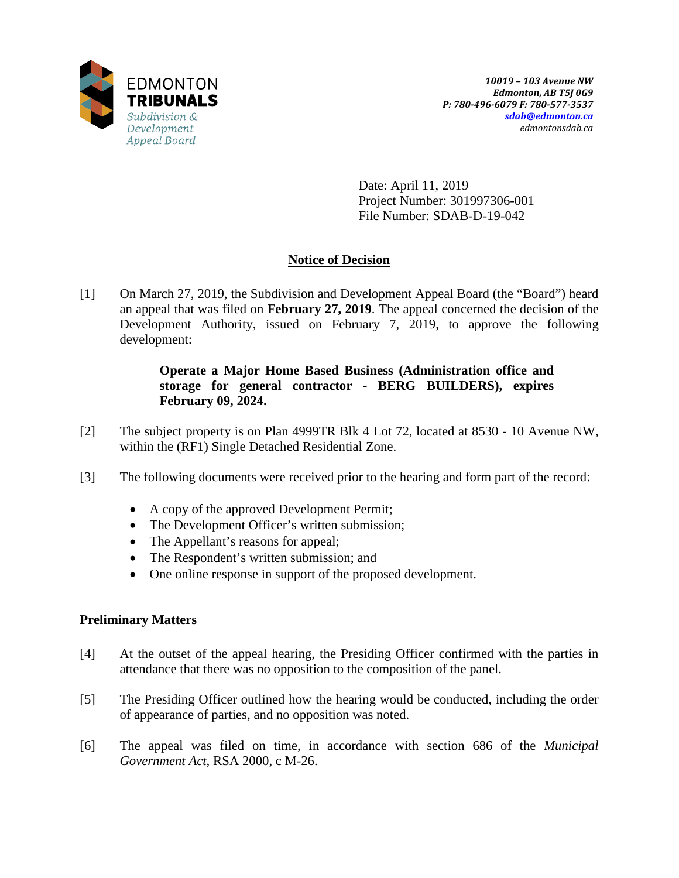10019 – 103 Avenue NW
Edmonton, AB T5J 0G9
P: 780-496-6079 F: 780-577-3537
sdab@edmonton.ca
edmontonsdab.ca

Date: April 11, 2019
Project Number: 301997306-001
File Number: SDAB-D-19-042

## Notice of Decision

[1] On March 27, 2019, the Subdivision and Development Appeal Board (the "Board") heard an appeal that was filed on **February 27, 2019**. The appeal concerned the decision of the Development Authority, issued on February 7, 2019, to approve the following development:

> **Operate a Major Home Based Business (Administration office and storage for general contractor - BERG BUILDERS), expires February 09, 2024.**

[2] The subject property is on Plan 4999TR Blk 4 Lot 72, located at 8530 - 10 Avenue NW, within the (RF1) Single Detached Residential Zone.

[3] The following documents were received prior to the hearing and form part of the record:

- A copy of the approved Development Permit;
- The Development Officer's written submission;
- The Appellant's reasons for appeal;
- The Respondent's written submission; and
- One online response in support of the proposed development.

### Preliminary Matters

[4] At the outset of the appeal hearing, the Presiding Officer confirmed with the parties in attendance that there was no opposition to the composition of the panel.

[5] The Presiding Officer outlined how the hearing would be conducted, including the order of appearance of parties, and no opposition was noted.

[6] The appeal was filed on time, in accordance with section 686 of the *Municipal Government Act*, RSA 2000, c M-26.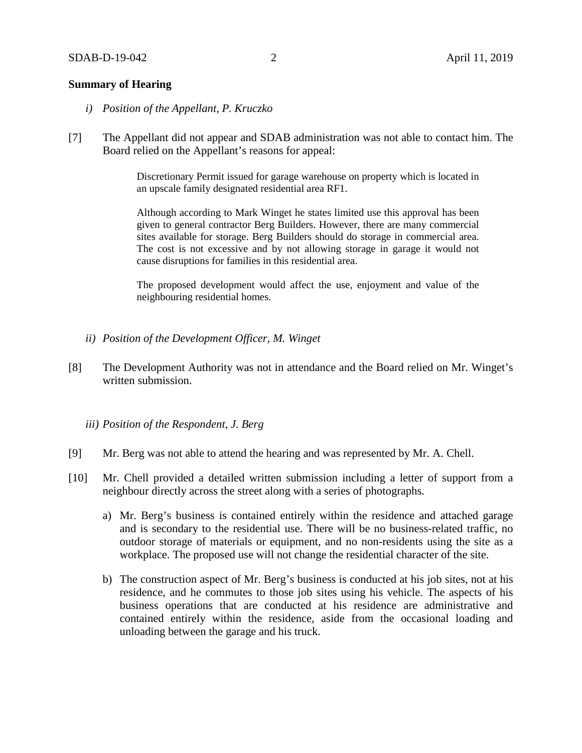**Summary of Hearing**

*i) Position of the Appellant, P. Kruczko*

[7] The Appellant did not appear and SDAB administration was not able to contact him. The Board relied on the Appellant's reasons for appeal:

> Discretionary Permit issued for garage warehouse on property which is located in an upscale family designated residential area RF1.
>
> Although according to Mark Winget he states limited use this approval has been given to general contractor Berg Builders. However, there are many commercial sites available for storage. Berg Builders should do storage in commercial area. The cost is not excessive and by not allowing storage in garage it would not cause disruptions for families in this residential area.
>
> The proposed development would affect the use, enjoyment and value of the neighbouring residential homes.

*ii) Position of the Development Officer, M. Winget*

[8] The Development Authority was not in attendance and the Board relied on Mr. Winget's written submission.

*iii) Position of the Respondent, J. Berg*

[9] Mr. Berg was not able to attend the hearing and was represented by Mr. A. Chell.

[10] Mr. Chell provided a detailed written submission including a letter of support from a neighbour directly across the street along with a series of photographs.

a) Mr. Berg's business is contained entirely within the residence and attached garage and is secondary to the residential use. There will be no business-related traffic, no outdoor storage of materials or equipment, and no non-residents using the site as a workplace. The proposed use will not change the residential character of the site.

b) The construction aspect of Mr. Berg's business is conducted at his job sites, not at his residence, and he commutes to those job sites using his vehicle. The aspects of his business operations that are conducted at his residence are administrative and contained entirely within the residence, aside from the occasional loading and unloading between the garage and his truck.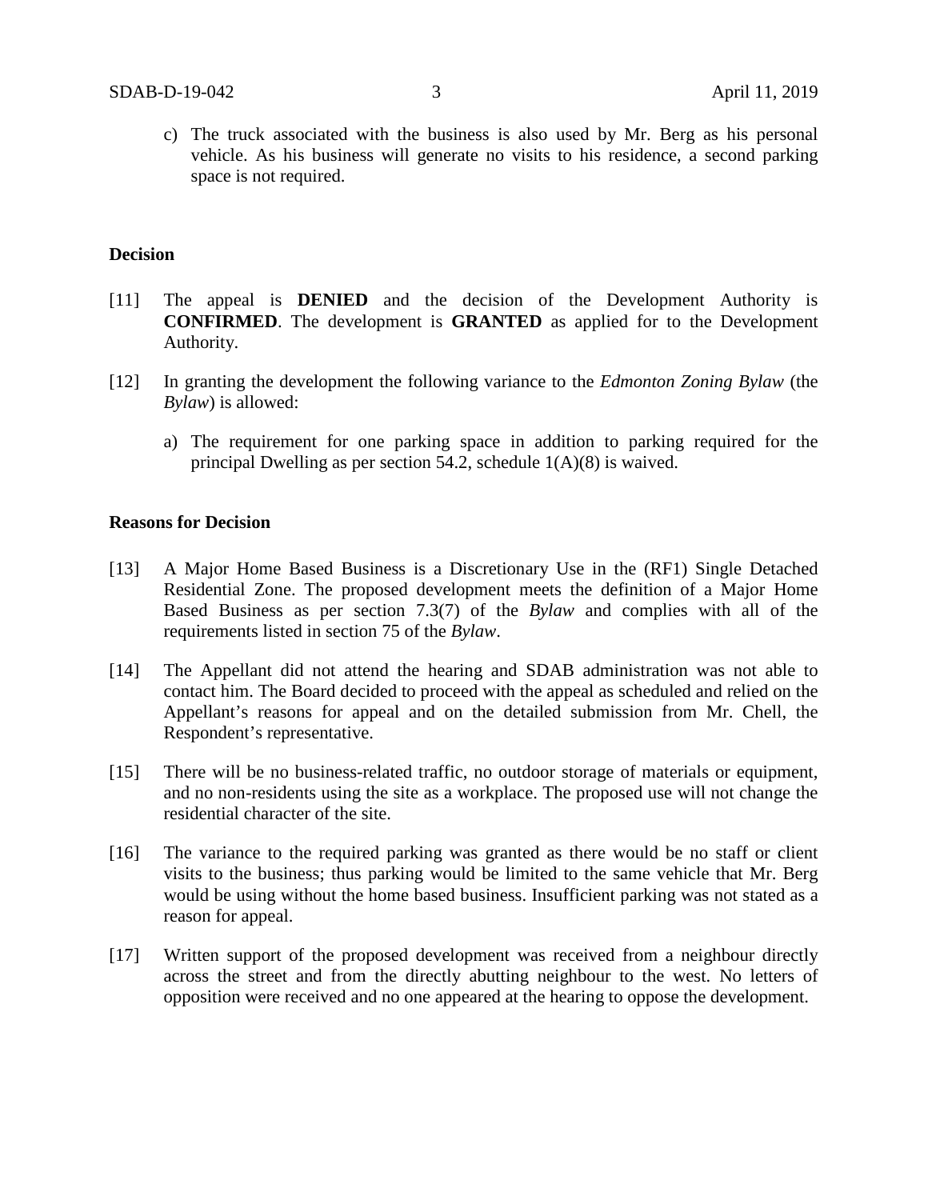c) The truck associated with the business is also used by Mr. Berg as his personal vehicle. As his business will generate no visits to his residence, a second parking space is not required.

**Decision**

[11] The appeal is **DENIED** and the decision of the Development Authority is **CONFIRMED**. The development is **GRANTED** as applied for to the Development Authority.

[12] In granting the development the following variance to the *Edmonton Zoning Bylaw* (the *Bylaw*) is allowed:

a) The requirement for one parking space in addition to parking required for the principal Dwelling as per section 54.2, schedule 1(A)(8) is waived.

**Reasons for Decision**

[13] A Major Home Based Business is a Discretionary Use in the (RF1) Single Detached Residential Zone. The proposed development meets the definition of a Major Home Based Business as per section 7.3(7) of the *Bylaw* and complies with all of the requirements listed in section 75 of the *Bylaw*.

[14] The Appellant did not attend the hearing and SDAB administration was not able to contact him. The Board decided to proceed with the appeal as scheduled and relied on the Appellant's reasons for appeal and on the detailed submission from Mr. Chell, the Respondent's representative.

[15] There will be no business-related traffic, no outdoor storage of materials or equipment, and no non-residents using the site as a workplace. The proposed use will not change the residential character of the site.

[16] The variance to the required parking was granted as there would be no staff or client visits to the business; thus parking would be limited to the same vehicle that Mr. Berg would be using without the home based business. Insufficient parking was not stated as a reason for appeal.

[17] Written support of the proposed development was received from a neighbour directly across the street and from the directly abutting neighbour to the west. No letters of opposition were received and no one appeared at the hearing to oppose the development.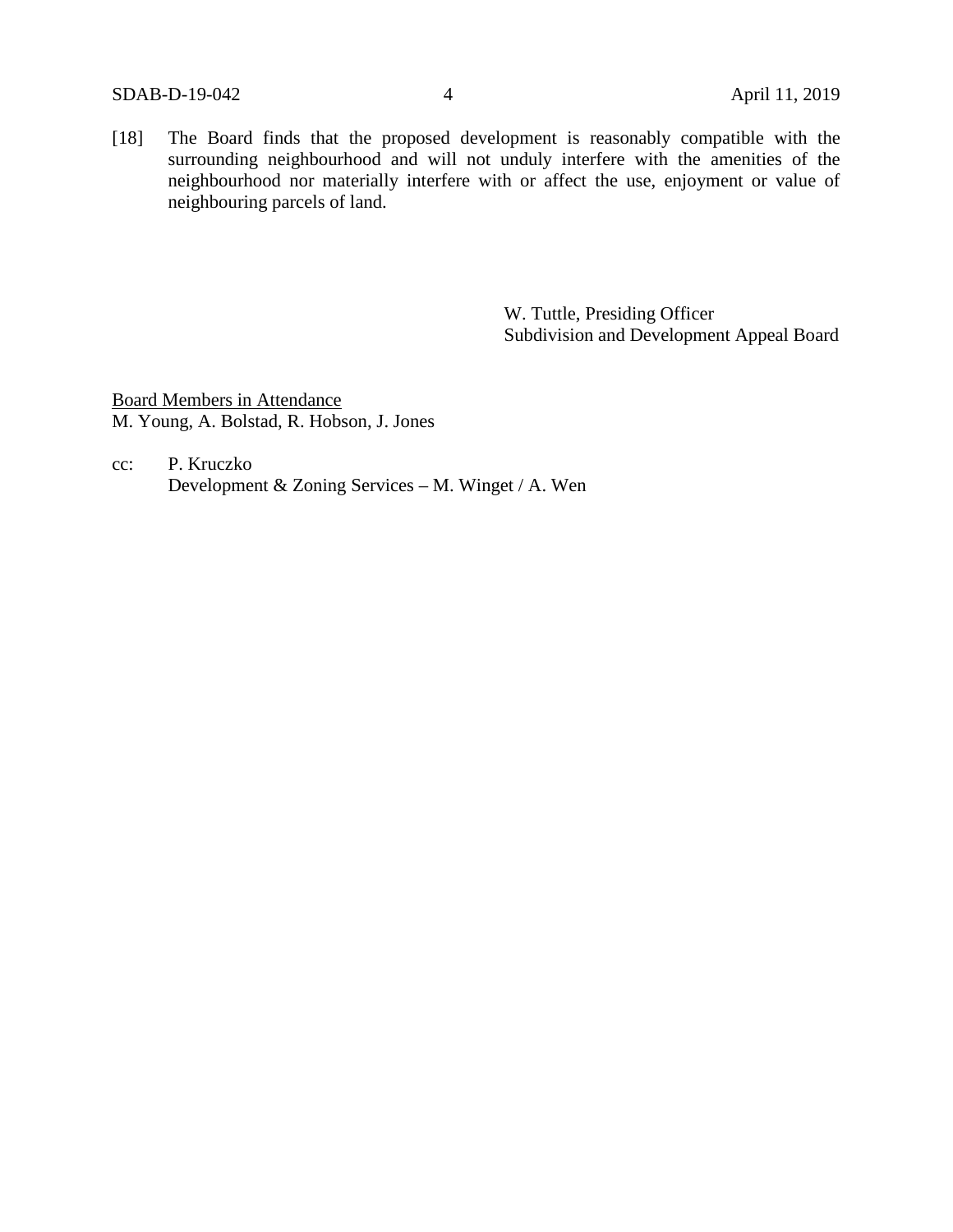[18] The Board finds that the proposed development is reasonably compatible with the surrounding neighbourhood and will not unduly interfere with the amenities of the neighbourhood nor materially interfere with or affect the use, enjoyment or value of neighbouring parcels of land.

W. Tuttle, Presiding Officer
Subdivision and Development Appeal Board

<u>Board Members in Attendance</u>
M. Young, A. Bolstad, R. Hobson, J. Jones

cc: P. Kruczko
Development & Zoning Services – M. Winget / A. Wen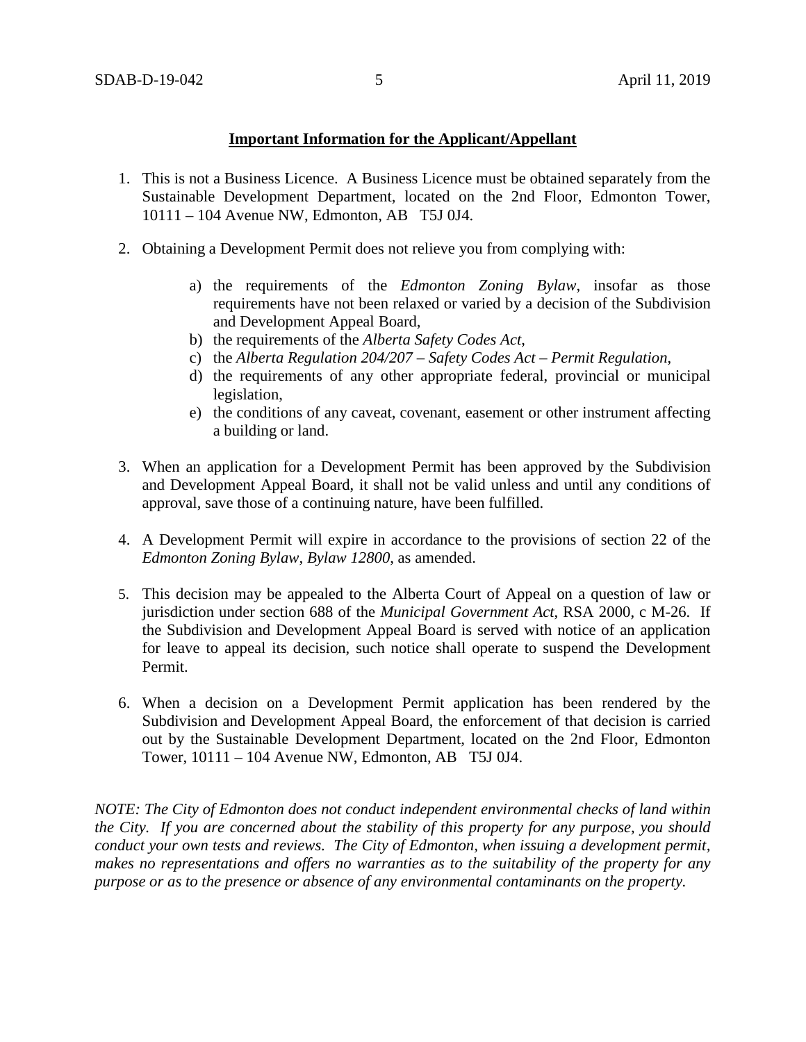**Important Information for the Applicant/Appellant**

1. This is not a Business Licence. A Business Licence must be obtained separately from the Sustainable Development Department, located on the 2nd Floor, Edmonton Tower, 10111 – 104 Avenue NW, Edmonton, AB T5J 0J4.

2. Obtaining a Development Permit does not relieve you from complying with:

    a) the requirements of the *Edmonton Zoning Bylaw*, insofar as those requirements have not been relaxed or varied by a decision of the Subdivision and Development Appeal Board,
    b) the requirements of the *Alberta Safety Codes Act*,
    c) the *Alberta Regulation 204/207 – Safety Codes Act – Permit Regulation*,
    d) the requirements of any other appropriate federal, provincial or municipal legislation,
    e) the conditions of any caveat, covenant, easement or other instrument affecting a building or land.

3. When an application for a Development Permit has been approved by the Subdivision and Development Appeal Board, it shall not be valid unless and until any conditions of approval, save those of a continuing nature, have been fulfilled.

4. A Development Permit will expire in accordance to the provisions of section 22 of the *Edmonton Zoning Bylaw, Bylaw 12800*, as amended.

5. This decision may be appealed to the Alberta Court of Appeal on a question of law or jurisdiction under section 688 of the *Municipal Government Act*, RSA 2000, c M-26. If the Subdivision and Development Appeal Board is served with notice of an application for leave to appeal its decision, such notice shall operate to suspend the Development Permit.

6. When a decision on a Development Permit application has been rendered by the Subdivision and Development Appeal Board, the enforcement of that decision is carried out by the Sustainable Development Department, located on the 2nd Floor, Edmonton Tower, 10111 – 104 Avenue NW, Edmonton, AB T5J 0J4.

*NOTE: The City of Edmonton does not conduct independent environmental checks of land within the City. If you are concerned about the stability of this property for any purpose, you should conduct your own tests and reviews. The City of Edmonton, when issuing a development permit, makes no representations and offers no warranties as to the suitability of the property for any purpose or as to the presence or absence of any environmental contaminants on the property.*